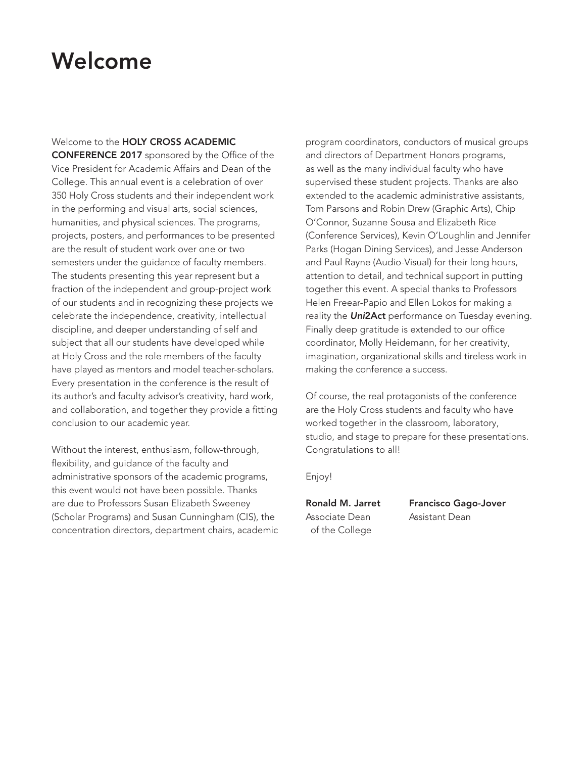# Welcome

Welcome to the **HOLY CROSS ACADEMIC CONFERENCE 2017** sponsored by the Office of the Vice President for Academic Affairs and Dean of the College. This annual event is a celebration of over 350 Holy Cross students and their independent work in the performing and visual arts, social sciences, humanities, and physical sciences. The programs, projects, posters, and performances to be presented are the result of student work over one or two semesters under the guidance of faculty members. The students presenting this year represent but a fraction of the independent and group-project work of our students and in recognizing these projects we celebrate the independence, creativity, intellectual discipline, and deeper understanding of self and subject that all our students have developed while at Holy Cross and the role members of the faculty have played as mentors and model teacher-scholars. Every presentation in the conference is the result of its author's and faculty advisor's creativity, hard work, and collaboration, and together they provide a fitting conclusion to our academic year.

Without the interest, enthusiasm, follow-through, flexibility, and guidance of the faculty and administrative sponsors of the academic programs, this event would not have been possible. Thanks are due to Professors Susan Elizabeth Sweeney (Scholar Programs) and Susan Cunningham (CIS), the concentration directors, department chairs, academic program coordinators, conductors of musical groups and directors of Department Honors programs, as well as the many individual faculty who have supervised these student projects. Thanks are also extended to the academic administrative assistants, Tom Parsons and Robin Drew (Graphic Arts), Chip O'Connor, Suzanne Sousa and Elizabeth Rice (Conference Services), Kevin O'Loughlin and Jennifer Parks (Hogan Dining Services), and Jesse Anderson and Paul Rayne (Audio-Visual) for their long hours, attention to detail, and technical support in putting together this event. A special thanks to Professors Helen Freear-Papio and Ellen Lokos for making a reality the ***Uni*2Act** performance on Tuesday evening. Finally deep gratitude is extended to our office coordinator, Molly Heidemann, for her creativity, imagination, organizational skills and tireless work in making the conference a success.

Of course, the real protagonists of the conference are the Holy Cross students and faculty who have worked together in the classroom, laboratory, studio, and stage to prepare for these presentations. Congratulations to all!

Enjoy!

**Ronald M. Jarret**
Associate Dean of the College

**Francisco Gago-Jover**
Assistant Dean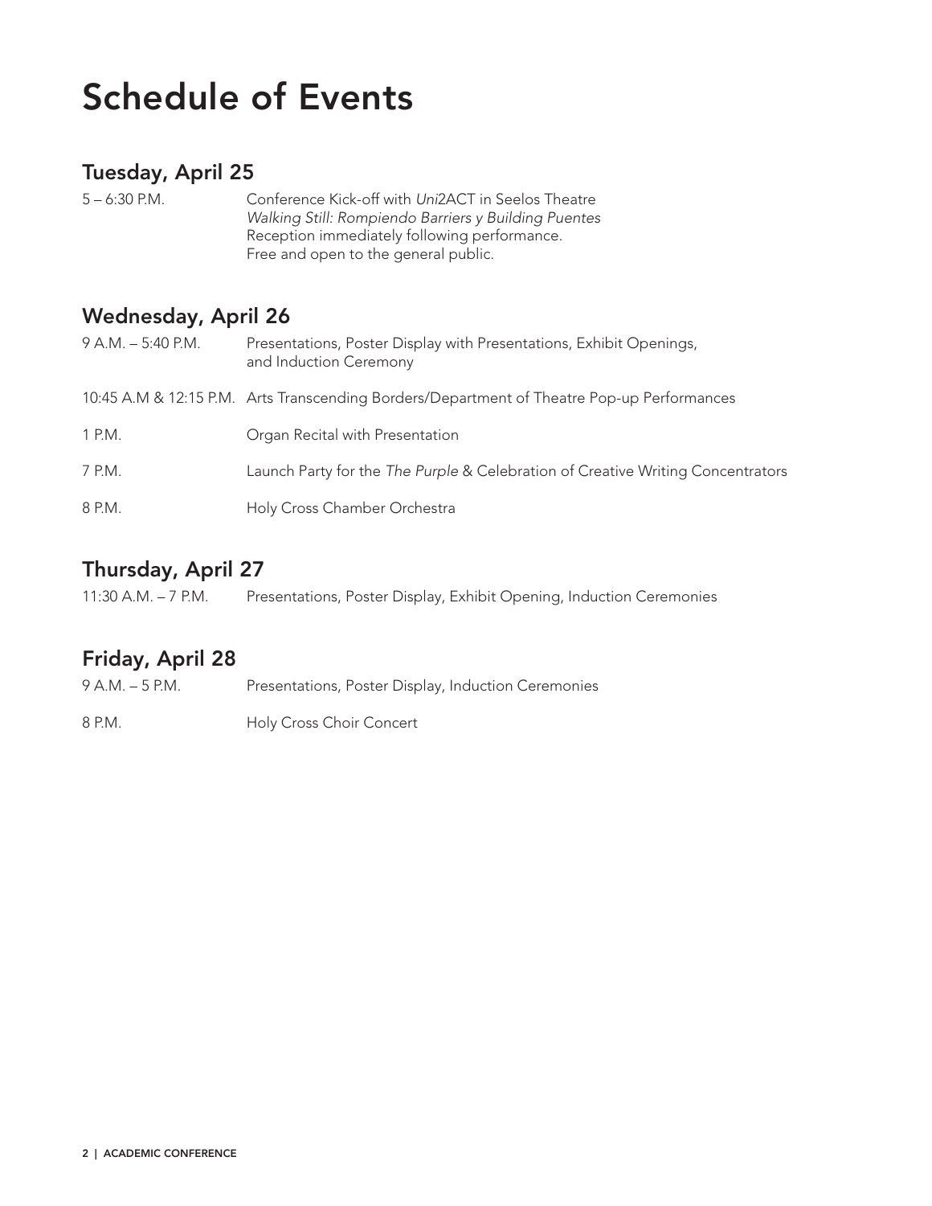# Schedule of Events

## Tuesday, April 25

| | |
|---|---|
| 5 – 6:30 P.M. | Conference Kick-off with *Uni*2ACT in Seelos Theatre<br>*Walking Still: Rompiendo Barriers y Building Puentes*<br>Reception immediately following performance.<br>Free and open to the general public. |

## Wednesday, April 26

| | |
|---|---|
| 9 A.M. – 5:40 P.M. | Presentations, Poster Display with Presentations, Exhibit Openings, and Induction Ceremony |
| 10:45 A.M & 12:15 P.M. | Arts Transcending Borders/Department of Theatre Pop-up Performances |
| 1 P.M. | Organ Recital with Presentation |
| 7 P.M. | Launch Party for the *The Purple* & Celebration of Creative Writing Concentrators |
| 8 P.M. | Holy Cross Chamber Orchestra |

## Thursday, April 27

| | |
|---|---|
| 11:30 A.M. – 7 P.M. | Presentations, Poster Display, Exhibit Opening, Induction Ceremonies |

## Friday, April 28

| | |
|---|---|
| 9 A.M. – 5 P.M. | Presentations, Poster Display, Induction Ceremonies |
| 8 P.M. | Holy Cross Choir Concert |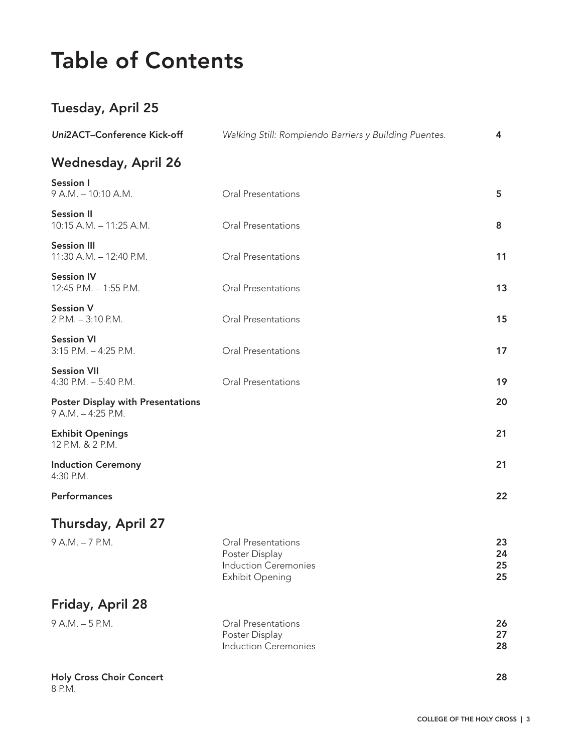# Table of Contents

## Tuesday, April 25

| | | |
|---|---|---|
| ***Uni*2ACT–Conference Kick-off** | *Walking Still: Rompiendo Barriers y Building Puentes.* | **4** |

## Wednesday, April 26

| | | |
|---|---|---|
| **Session I**<br>9 A.M. – 10:10 A.M. | Oral Presentations | **5** |
| **Session II**<br>10:15 A.M. – 11:25 A.M. | Oral Presentations | **8** |
| **Session III**<br>11:30 A.M. – 12:40 P.M. | Oral Presentations | **11** |
| **Session IV**<br>12:45 P.M. – 1:55 P.M. | Oral Presentations | **13** |
| **Session V**<br>2 P.M. – 3:10 P.M. | Oral Presentations | **15** |
| **Session VI**<br>3:15 P.M. – 4:25 P.M. | Oral Presentations | **17** |
| **Session VII**<br>4:30 P.M. – 5:40 P.M. | Oral Presentations | **19** |
| **Poster Display with Presentations**<br>9 A.M. – 4:25 P.M. | | **20** |
| **Exhibit Openings**<br>12 P.M. & 2 P.M. | | **21** |
| **Induction Ceremony**<br>4:30 P.M. | | **21** |
| **Performances** | | **22** |

## Thursday, April 27

| | | |
|---|---|---|
| 9 A.M. – 7 P.M. | Oral Presentations | **23** |
| | Poster Display | **24** |
| | Induction Ceremonies | **25** |
| | Exhibit Opening | **25** |

## Friday, April 28

| | | |
|---|---|---|
| 9 A.M. – 5 P.M. | Oral Presentations | **26** |
| | Poster Display | **27** |
| | Induction Ceremonies | **28** |
| **Holy Cross Choir Concert**<br>8 P.M. | | **28** |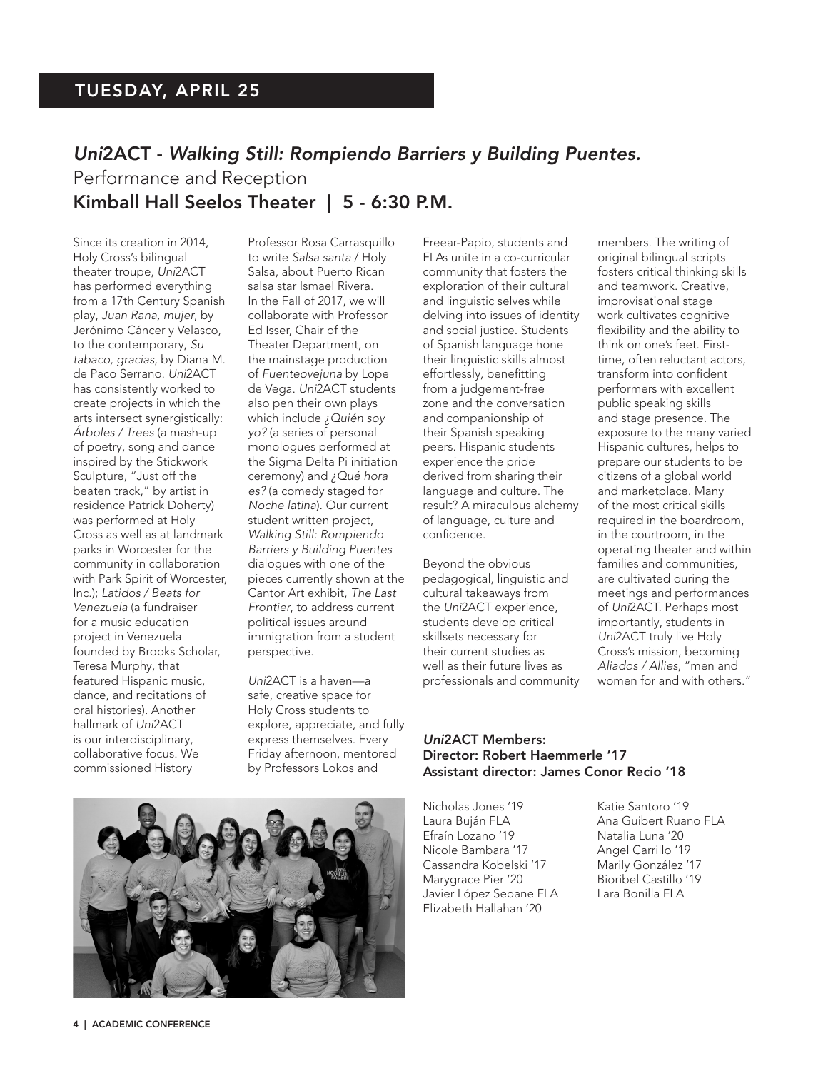## TUESDAY, APRIL 25

### *Uni*2ACT - *Walking Still: Rompiendo Barriers y Building Puentes.*

Performance and Reception

**Kimball Hall Seelos Theater | 5 - 6:30 P.M.**

Since its creation in 2014, Holy Cross's bilingual theater troupe, *Uni*2ACT has performed everything from a 17th Century Spanish play, *Juan Rana, mujer*, by Jerónimo Cáncer y Velasco, to the contemporary, *Su tabaco, gracias*, by Diana M. de Paco Serrano. *Uni*2ACT has consistently worked to create projects in which the arts intersect synergistically: *Árboles / Trees* (a mash-up of poetry, song and dance inspired by the Stickwork Sculpture, "Just off the beaten track," by artist in residence Patrick Doherty) was performed at Holy Cross as well as at landmark parks in Worcester for the community in collaboration with Park Spirit of Worcester, Inc.); *Latidos / Beats for Venezuela* (a fundraiser for a music education project in Venezuela founded by Brooks Scholar, Teresa Murphy, that featured Hispanic music, dance, and recitations of oral histories). Another hallmark of *Uni*2ACT is our interdisciplinary, collaborative focus. We commissioned History Professor Rosa Carrasquillo to write *Salsa santa* / Holy Salsa, about Puerto Rican salsa star Ismael Rivera. In the Fall of 2017, we will collaborate with Professor Ed Isser, Chair of the Theater Department, on the mainstage production of *Fuenteovejuna* by Lope de Vega. *Uni*2ACT students also pen their own plays which include *¿Quién soy yo?* (a series of personal monologues performed at the Sigma Delta Pi initiation ceremony) and *¿Qué hora es?* (a comedy staged for *Noche latina*). Our current student written project, *Walking Still: Rompiendo Barriers y Building Puentes* dialogues with one of the pieces currently shown at the Cantor Art exhibit, *The Last Frontier*, to address current political issues around immigration from a student perspective.

*Uni*2ACT is a haven—a safe, creative space for Holy Cross students to explore, appreciate, and fully express themselves. Every Friday afternoon, mentored by Professors Lokos and Freear-Papio, students and FLAs unite in a co-curricular community that fosters the exploration of their cultural and linguistic selves while delving into issues of identity and social justice. Students of Spanish language hone their linguistic skills almost effortlessly, benefitting from a judgement-free zone and the conversation and companionship of their Spanish speaking peers. Hispanic students experience the pride derived from sharing their language and culture. The result? A miraculous alchemy of language, culture and confidence.

Beyond the obvious pedagogical, linguistic and cultural takeaways from the *Uni*2ACT experience, students develop critical skillsets necessary for their current studies as well as their future lives as professionals and community members. The writing of original bilingual scripts fosters critical thinking skills and teamwork. Creative, improvisational stage work cultivates cognitive flexibility and the ability to think on one's feet. First-time, often reluctant actors, transform into confident performers with excellent public speaking skills and stage presence. The exposure to the many varied Hispanic cultures, helps to prepare our students to be citizens of a global world and marketplace. Many of the most critical skills required in the boardroom, in the courtroom, in the operating theater and within families and communities, are cultivated during the meetings and performances of *Uni*2ACT. Perhaps most importantly, students in *Uni*2ACT truly live Holy Cross's mission, becoming *Aliados / Allies*, "men and women for and with others."

***Uni*2ACT Members:**
**Director: Robert Haemmerle '17**
**Assistant director: James Conor Recio '18**

Nicholas Jones '19
Laura Buján FLA
Efraín Lozano '19
Nicole Bambara '17
Cassandra Kobelski '17
Marygrace Pier '20
Javier López Seoane FLA
Elizabeth Hallahan '20
Katie Santoro '19
Ana Guibert Ruano FLA
Natalia Luna '20
Angel Carrillo '19
Marily González '17
Bioribel Castillo '19
Lara Bonilla FLA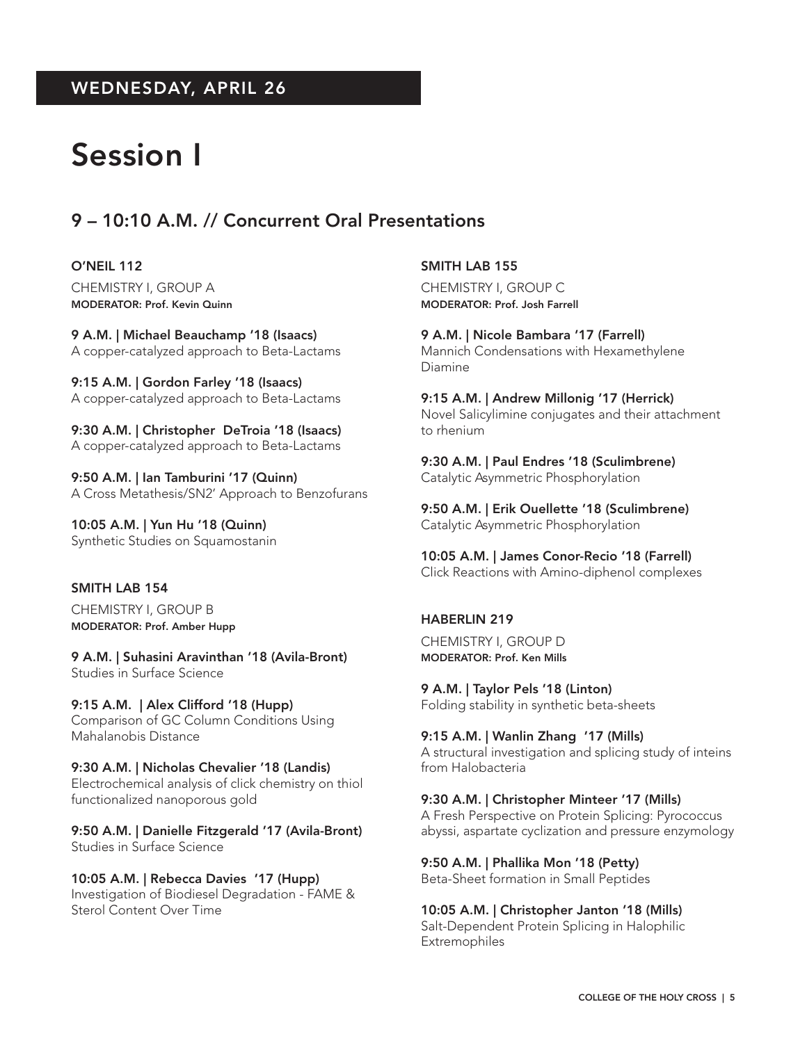## WEDNESDAY, APRIL 26

# Session I

## 9 – 10:10 A.M. // Concurrent Oral Presentations

### O'NEIL 112

CHEMISTRY I, GROUP A
**MODERATOR: Prof. Kevin Quinn**

**9 A.M. | Michael Beauchamp '18 (Isaacs)**
A copper-catalyzed approach to Beta-Lactams

**9:15 A.M. | Gordon Farley '18 (Isaacs)**
A copper-catalyzed approach to Beta-Lactams

**9:30 A.M. | Christopher DeTroia '18 (Isaacs)**
A copper-catalyzed approach to Beta-Lactams

**9:50 A.M. | Ian Tamburini '17 (Quinn)**
A Cross Metathesis/SN2' Approach to Benzofurans

**10:05 A.M. | Yun Hu '18 (Quinn)**
Synthetic Studies on Squamostanin

### SMITH LAB 154

CHEMISTRY I, GROUP B
**MODERATOR: Prof. Amber Hupp**

**9 A.M. | Suhasini Aravinthan '18 (Avila-Bront)**
Studies in Surface Science

**9:15 A.M. | Alex Clifford '18 (Hupp)**
Comparison of GC Column Conditions Using Mahalanobis Distance

**9:30 A.M. | Nicholas Chevalier '18 (Landis)**
Electrochemical analysis of click chemistry on thiol functionalized nanoporous gold

**9:50 A.M. | Danielle Fitzgerald '17 (Avila-Bront)**
Studies in Surface Science

**10:05 A.M. | Rebecca Davies '17 (Hupp)**
Investigation of Biodiesel Degradation - FAME & Sterol Content Over Time

### SMITH LAB 155

CHEMISTRY I, GROUP C
**MODERATOR: Prof. Josh Farrell**

**9 A.M. | Nicole Bambara '17 (Farrell)**
Mannich Condensations with Hexamethylene Diamine

**9:15 A.M. | Andrew Millonig '17 (Herrick)**
Novel Salicylimine conjugates and their attachment to rhenium

**9:30 A.M. | Paul Endres '18 (Sculimbrene)**
Catalytic Asymmetric Phosphorylation

**9:50 A.M. | Erik Ouellette '18 (Sculimbrene)**
Catalytic Asymmetric Phosphorylation

**10:05 A.M. | James Conor-Recio '18 (Farrell)**
Click Reactions with Amino-diphenol complexes

### HABERLIN 219

CHEMISTRY I, GROUP D
**MODERATOR: Prof. Ken Mills**

**9 A.M. | Taylor Pels '18 (Linton)**
Folding stability in synthetic beta-sheets

**9:15 A.M. | Wanlin Zhang '17 (Mills)**
A structural investigation and splicing study of inteins from Halobacteria

**9:30 A.M. | Christopher Minteer '17 (Mills)**
A Fresh Perspective on Protein Splicing: Pyrococcus abyssi, aspartate cyclization and pressure enzymology

**9:50 A.M. | Phallika Mon '18 (Petty)**
Beta-Sheet formation in Small Peptides

**10:05 A.M. | Christopher Janton '18 (Mills)**
Salt-Dependent Protein Splicing in Halophilic Extremophiles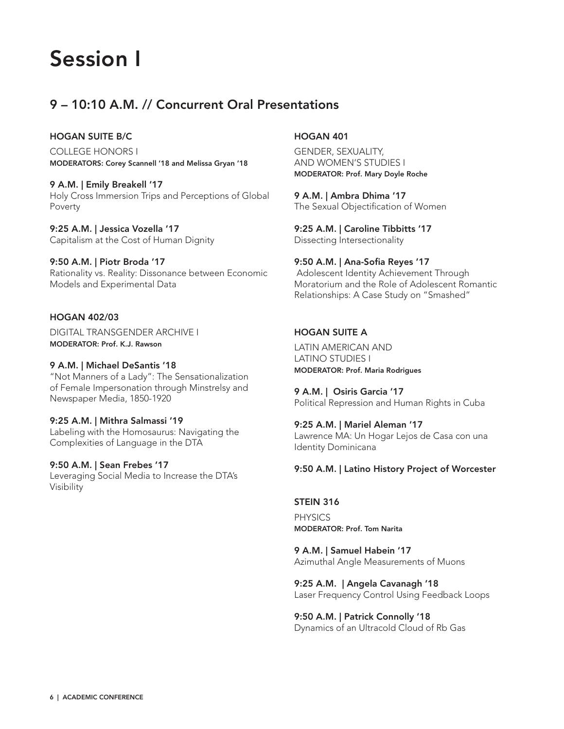# Session I

## 9 – 10:10 A.M. // Concurrent Oral Presentations

### HOGAN SUITE B/C

COLLEGE HONORS I

**MODERATORS: Corey Scannell '18 and Melissa Gryan '18**

**9 A.M. | Emily Breakell '17**
Holy Cross Immersion Trips and Perceptions of Global Poverty

**9:25 A.M. | Jessica Vozella '17**
Capitalism at the Cost of Human Dignity

**9:50 A.M. | Piotr Broda '17**
Rationality vs. Reality: Dissonance between Economic Models and Experimental Data

### HOGAN 402/03

DIGITAL TRANSGENDER ARCHIVE I

**MODERATOR: Prof. K.J. Rawson**

**9 A.M. | Michael DeSantis '18**
"Not Manners of a Lady": The Sensationalization of Female Impersonation through Minstrelsy and Newspaper Media, 1850-1920

**9:25 A.M. | Mithra Salmassi '19**
Labeling with the Homosaurus: Navigating the Complexities of Language in the DTA

**9:50 A.M. | Sean Frebes '17**
Leveraging Social Media to Increase the DTA's Visibility

### HOGAN 401

GENDER, SEXUALITY, AND WOMEN'S STUDIES I

**MODERATOR: Prof. Mary Doyle Roche**

**9 A.M. | Ambra Dhima '17**
The Sexual Objectification of Women

**9:25 A.M. | Caroline Tibbitts '17**
Dissecting Intersectionality

**9:50 A.M. | Ana-Sofia Reyes '17**
Adolescent Identity Achievement Through Moratorium and the Role of Adolescent Romantic Relationships: A Case Study on "Smashed"

### HOGAN SUITE A

LATIN AMERICAN AND LATINO STUDIES I

**MODERATOR: Prof. Maria Rodrigues**

**9 A.M. | Osiris Garcia '17**
Political Repression and Human Rights in Cuba

**9:25 A.M. | Mariel Aleman '17**
Lawrence MA: Un Hogar Lejos de Casa con una Identity Dominicana

**9:50 A.M. | Latino History Project of Worcester**

### STEIN 316

PHYSICS

**MODERATOR: Prof. Tom Narita**

**9 A.M. | Samuel Habein '17**
Azimuthal Angle Measurements of Muons

**9:25 A.M. | Angela Cavanagh '18**
Laser Frequency Control Using Feedback Loops

**9:50 A.M. | Patrick Connolly '18**
Dynamics of an Ultracold Cloud of Rb Gas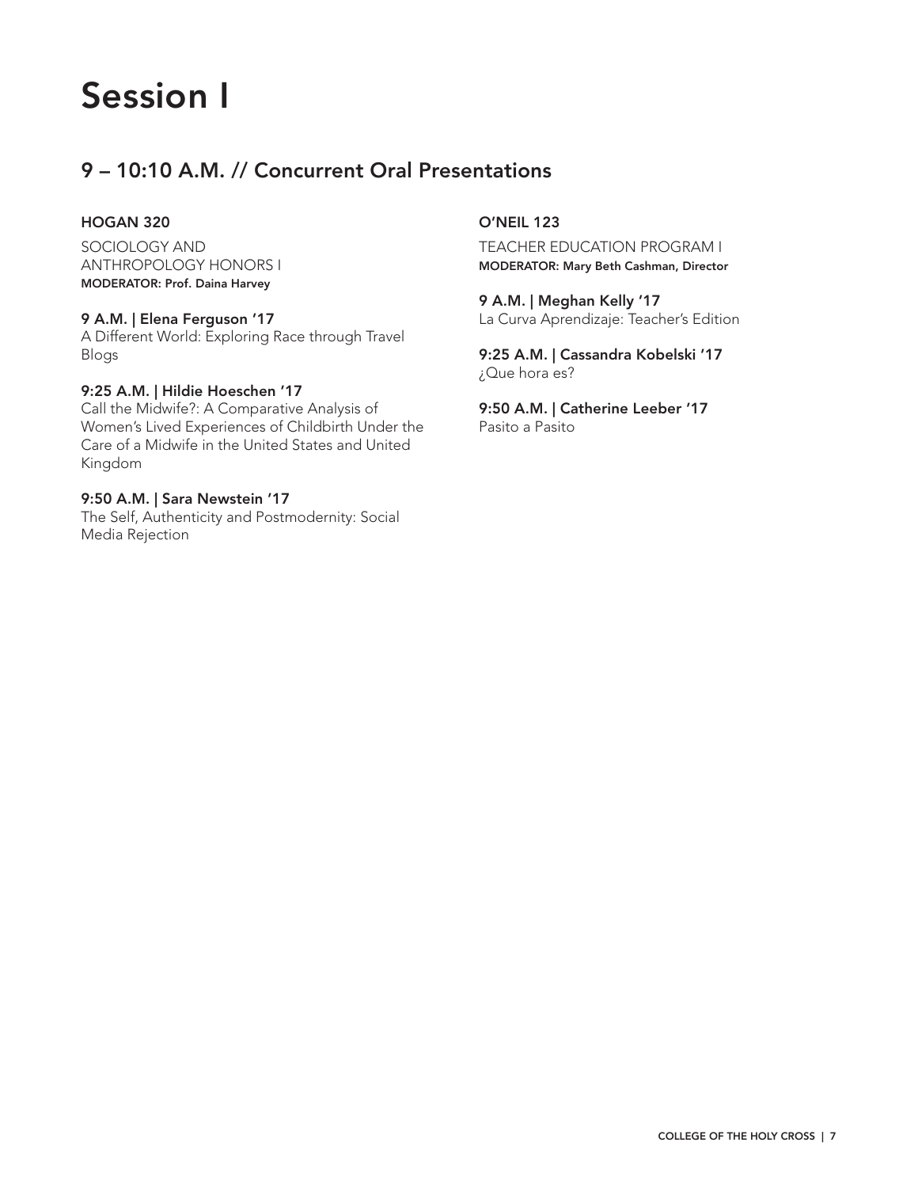# Session I

## 9 – 10:10 A.M. // Concurrent Oral Presentations

### HOGAN 320

SOCIOLOGY AND ANTHROPOLOGY HONORS I
**MODERATOR: Prof. Daina Harvey**

**9 A.M. | Elena Ferguson '17**
A Different World: Exploring Race through Travel Blogs

**9:25 A.M. | Hildie Hoeschen '17**
Call the Midwife?: A Comparative Analysis of Women's Lived Experiences of Childbirth Under the Care of a Midwife in the United States and United Kingdom

**9:50 A.M. | Sara Newstein '17**
The Self, Authenticity and Postmodernity: Social Media Rejection

### O'NEIL 123

TEACHER EDUCATION PROGRAM I
**MODERATOR: Mary Beth Cashman, Director**

**9 A.M. | Meghan Kelly '17**
La Curva Aprendizaje: Teacher's Edition

**9:25 A.M. | Cassandra Kobelski '17**
¿Que hora es?

**9:50 A.M. | Catherine Leeber '17**
Pasito a Pasito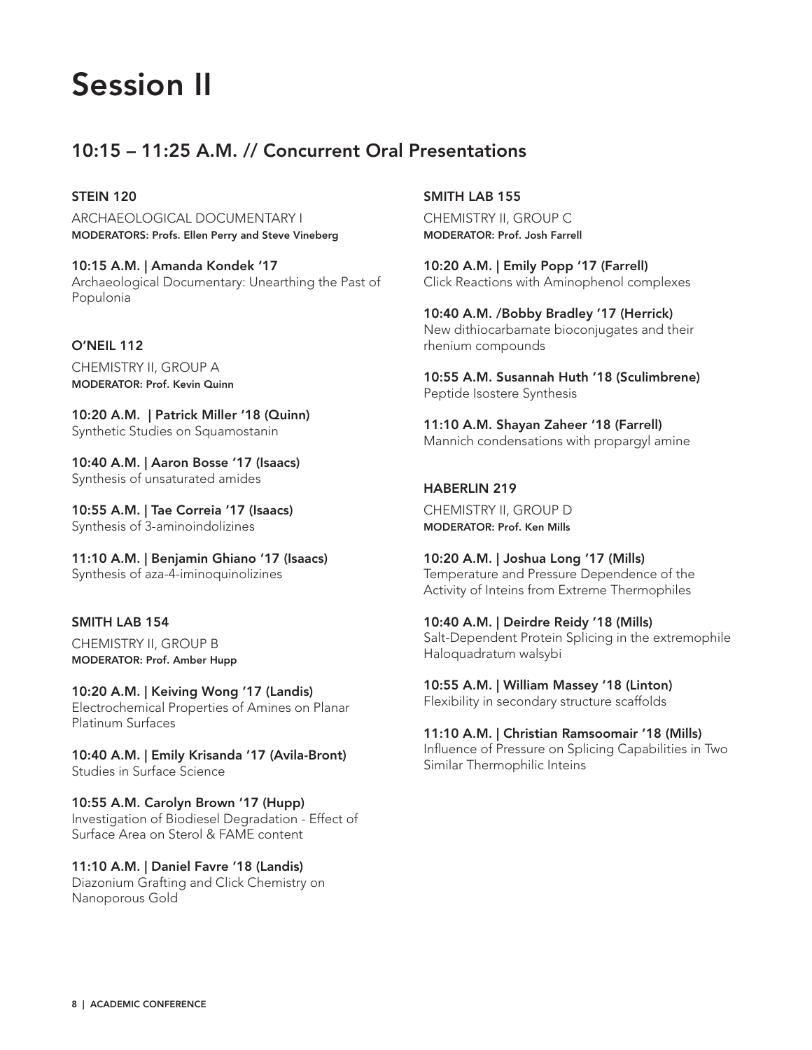# Session II

## 10:15 – 11:25 A.M. // Concurrent Oral Presentations

### STEIN 120

ARCHAEOLOGICAL DOCUMENTARY I
**MODERATORS: Profs. Ellen Perry and Steve Vineberg**

**10:15 A.M. | Amanda Kondek '17**
Archaeological Documentary: Unearthing the Past of Populonia

### O'NEIL 112

CHEMISTRY II, GROUP A
**MODERATOR: Prof. Kevin Quinn**

**10:20 A.M. | Patrick Miller '18 (Quinn)**
Synthetic Studies on Squamostanin

**10:40 A.M. | Aaron Bosse '17 (Isaacs)**
Synthesis of unsaturated amides

**10:55 A.M. | Tae Correia '17 (Isaacs)**
Synthesis of 3-aminoindolizines

**11:10 A.M. | Benjamin Ghiano '17 (Isaacs)**
Synthesis of aza-4-iminoquinolizines

### SMITH LAB 154

CHEMISTRY II, GROUP B
**MODERATOR: Prof. Amber Hupp**

**10:20 A.M. | Keiving Wong '17 (Landis)**
Electrochemical Properties of Amines on Planar Platinum Surfaces

**10:40 A.M. | Emily Krisanda '17 (Avila-Bront)**
Studies in Surface Science

**10:55 A.M. Carolyn Brown '17 (Hupp)**
Investigation of Biodiesel Degradation - Effect of Surface Area on Sterol & FAME content

**11:10 A.M. | Daniel Favre '18 (Landis)**
Diazonium Grafting and Click Chemistry on Nanoporous Gold

### SMITH LAB 155

CHEMISTRY II, GROUP C
**MODERATOR: Prof. Josh Farrell**

**10:20 A.M. | Emily Popp '17 (Farrell)**
Click Reactions with Aminophenol complexes

**10:40 A.M. /Bobby Bradley '17 (Herrick)**
New dithiocarbamate bioconjugates and their rhenium compounds

**10:55 A.M. Susannah Huth '18 (Sculimbrene)**
Peptide Isostere Synthesis

**11:10 A.M. Shayan Zaheer '18 (Farrell)**
Mannich condensations with propargyl amine

### HABERLIN 219

CHEMISTRY II, GROUP D
**MODERATOR: Prof. Ken Mills**

**10:20 A.M. | Joshua Long '17 (Mills)**
Temperature and Pressure Dependence of the Activity of Inteins from Extreme Thermophiles

**10:40 A.M. | Deirdre Reidy '18 (Mills)**
Salt-Dependent Protein Splicing in the extremophile Haloquadratum walsybi

**10:55 A.M. | William Massey '18 (Linton)**
Flexibility in secondary structure scaffolds

**11:10 A.M. | Christian Ramsoomair '18 (Mills)**
Influence of Pressure on Splicing Capabilities in Two Similar Thermophilic Inteins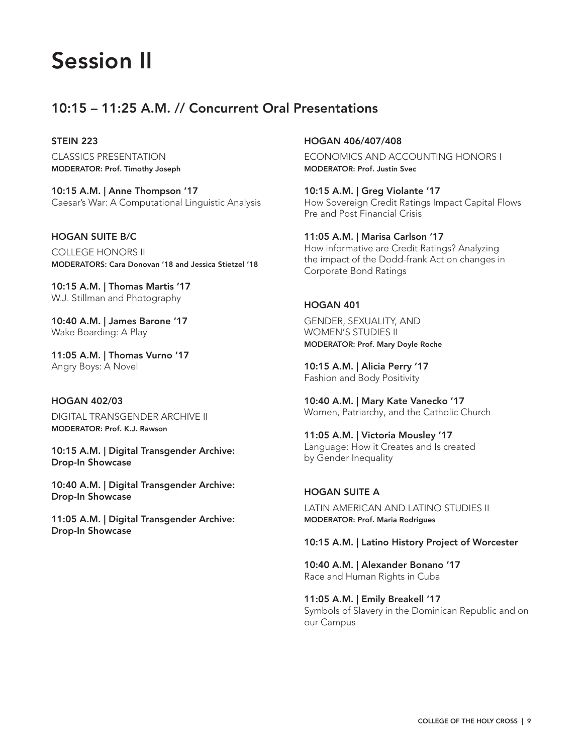# Session II

## 10:15 – 11:25 A.M. // Concurrent Oral Presentations

**STEIN 223**

CLASSICS PRESENTATION
**MODERATOR: Prof. Timothy Joseph**

**10:15 A.M. | Anne Thompson '17**
Caesar's War: A Computational Linguistic Analysis

**HOGAN SUITE B/C**

COLLEGE HONORS II
**MODERATORS: Cara Donovan '18 and Jessica Stietzel '18**

**10:15 A.M. | Thomas Martis '17**
W.J. Stillman and Photography

**10:40 A.M. | James Barone '17**
Wake Boarding: A Play

**11:05 A.M. | Thomas Vurno '17**
Angry Boys: A Novel

**HOGAN 402/03**

DIGITAL TRANSGENDER ARCHIVE II
**MODERATOR: Prof. K.J. Rawson**

**10:15 A.M. | Digital Transgender Archive: Drop-In Showcase**

**10:40 A.M. | Digital Transgender Archive: Drop-In Showcase**

**11:05 A.M. | Digital Transgender Archive: Drop-In Showcase**

**HOGAN 406/407/408**

ECONOMICS AND ACCOUNTING HONORS I
**MODERATOR: Prof. Justin Svec**

**10:15 A.M. | Greg Violante '17**
How Sovereign Credit Ratings Impact Capital Flows Pre and Post Financial Crisis

**11:05 A.M. | Marisa Carlson '17**
How informative are Credit Ratings? Analyzing the impact of the Dodd-frank Act on changes in Corporate Bond Ratings

**HOGAN 401**

GENDER, SEXUALITY, AND WOMEN'S STUDIES II
**MODERATOR: Prof. Mary Doyle Roche**

**10:15 A.M. | Alicia Perry '17**
Fashion and Body Positivity

**10:40 A.M. | Mary Kate Vanecko '17**
Women, Patriarchy, and the Catholic Church

**11:05 A.M. | Victoria Mousley '17**
Language: How it Creates and Is created by Gender Inequality

**HOGAN SUITE A**

LATIN AMERICAN AND LATINO STUDIES II
**MODERATOR: Prof. Maria Rodrigues**

**10:15 A.M. | Latino History Project of Worcester**

**10:40 A.M. | Alexander Bonano '17**
Race and Human Rights in Cuba

**11:05 A.M. | Emily Breakell '17**
Symbols of Slavery in the Dominican Republic and on our Campus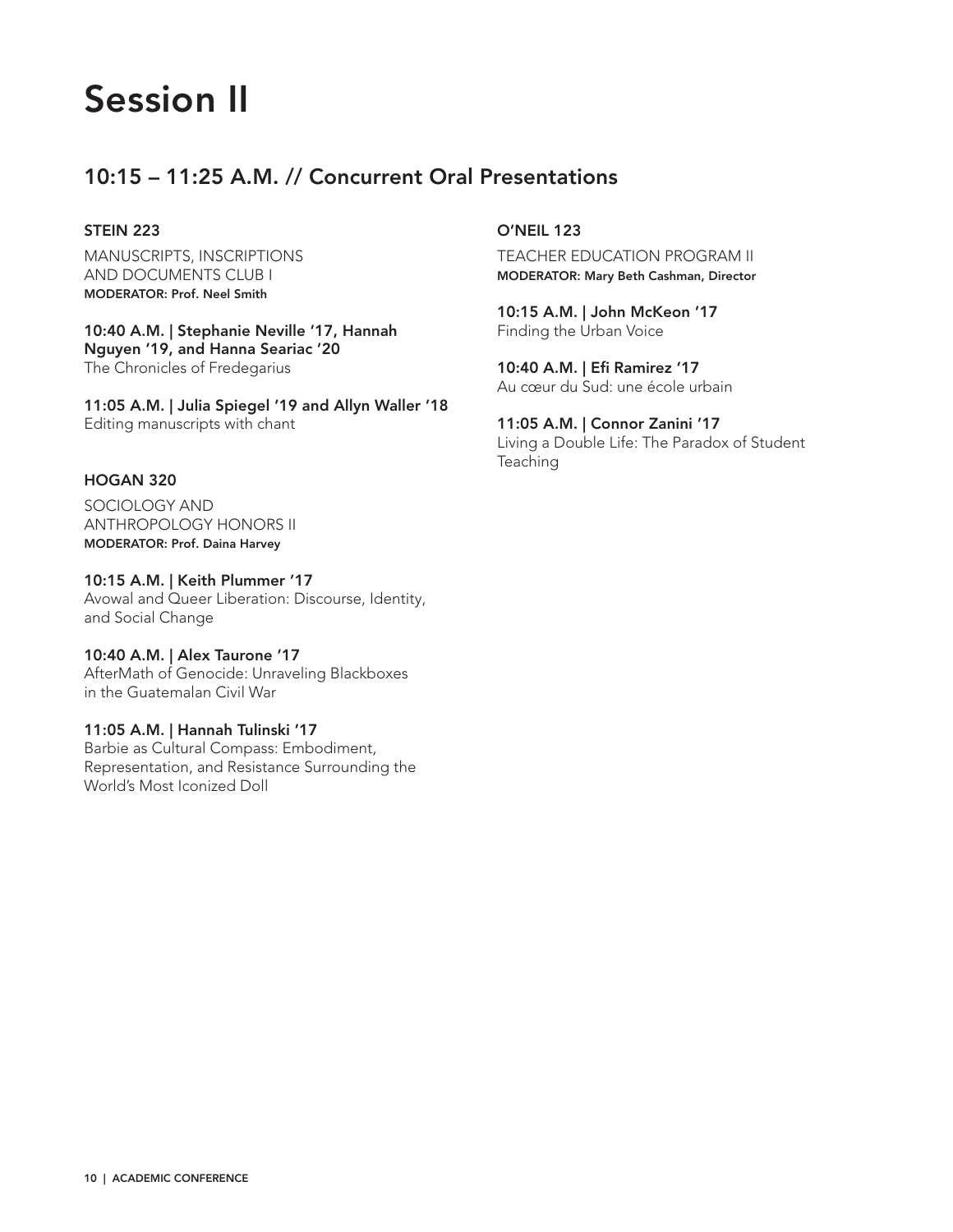# Session II

## 10:15 – 11:25 A.M. // Concurrent Oral Presentations

### STEIN 223

MANUSCRIPTS, INSCRIPTIONS AND DOCUMENTS CLUB I
**MODERATOR: Prof. Neel Smith**

**10:40 A.M. | Stephanie Neville '17, Hannah Nguyen '19, and Hanna Seariac '20**
The Chronicles of Fredegarius

**11:05 A.M. | Julia Spiegel '19 and Allyn Waller '18**
Editing manuscripts with chant

### HOGAN 320

SOCIOLOGY AND ANTHROPOLOGY HONORS II
**MODERATOR: Prof. Daina Harvey**

**10:15 A.M. | Keith Plummer '17**
Avowal and Queer Liberation: Discourse, Identity, and Social Change

**10:40 A.M. | Alex Taurone '17**
AfterMath of Genocide: Unraveling Blackboxes in the Guatemalan Civil War

**11:05 A.M. | Hannah Tulinski '17**
Barbie as Cultural Compass: Embodiment, Representation, and Resistance Surrounding the World's Most Iconized Doll

### O'NEIL 123

TEACHER EDUCATION PROGRAM II
**MODERATOR: Mary Beth Cashman, Director**

**10:15 A.M. | John McKeon '17**
Finding the Urban Voice

**10:40 A.M. | Efi Ramirez '17**
Au cœur du Sud: une école urbain

**11:05 A.M. | Connor Zanini '17**
Living a Double Life: The Paradox of Student Teaching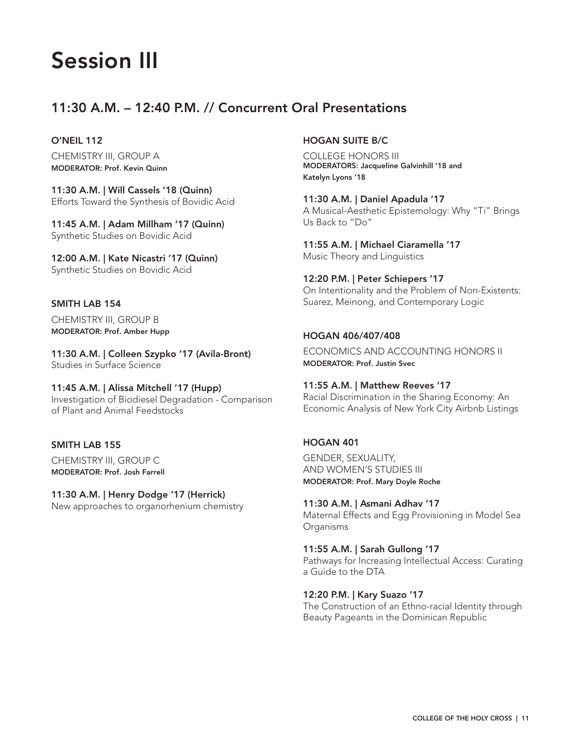# Session III

## 11:30 A.M. – 12:40 P.M. // Concurrent Oral Presentations

### O'NEIL 112

CHEMISTRY III, GROUP A
**MODERATOR: Prof. Kevin Quinn**

**11:30 A.M. | Will Cassels '18 (Quinn)**
Efforts Toward the Synthesis of Bovidic Acid

**11:45 A.M. | Adam Millham '17 (Quinn)**
Synthetic Studies on Bovidic Acid

**12:00 A.M. | Kate Nicastri '17 (Quinn)**
Synthetic Studies on Bovidic Acid

### SMITH LAB 154

CHEMISTRY III, GROUP B
**MODERATOR: Prof. Amber Hupp**

**11:30 A.M. | Colleen Szypko '17 (Avila-Bront)**
Studies in Surface Science

**11:45 A.M. | Alissa Mitchell '17 (Hupp)**
Investigation of Biodiesel Degradation - Comparison of Plant and Animal Feedstocks

### SMITH LAB 155

CHEMISTRY III, GROUP C
**MODERATOR: Prof. Josh Farrell**

**11:30 A.M. | Henry Dodge '17 (Herrick)**
New approaches to organorhenium chemistry

### HOGAN SUITE B/C

COLLEGE HONORS III
**MODERATORS: Jacqueline Galvinhill '18 and Katelyn Lyons '18**

**11:30 A.M. | Daniel Apadula '17**
A Musical-Aesthetic Epistemology: Why "Ti" Brings Us Back to "Do"

**11:55 A.M. | Michael Ciaramella '17**
Music Theory and Linguistics

**12:20 P.M. | Peter Schiepers '17**
On Intentionality and the Problem of Non-Existents: Suarez, Meinong, and Contemporary Logic

### HOGAN 406/407/408

ECONOMICS AND ACCOUNTING HONORS II
**MODERATOR: Prof. Justin Svec**

**11:55 A.M. | Matthew Reeves '17**
Racial Discrimination in the Sharing Economy: An Economic Analysis of New York City Airbnb Listings

### HOGAN 401

GENDER, SEXUALITY, AND WOMEN'S STUDIES III
**MODERATOR: Prof. Mary Doyle Roche**

**11:30 A.M. | Asmani Adhav '17**
Maternal Effects and Egg Provisioning in Model Sea Organisms

**11:55 A.M. | Sarah Gullong '17**
Pathways for Increasing Intellectual Access: Curating a Guide to the DTA

**12:20 P.M. | Kary Suazo '17**
The Construction of an Ethno-racial Identity through Beauty Pageants in the Dominican Republic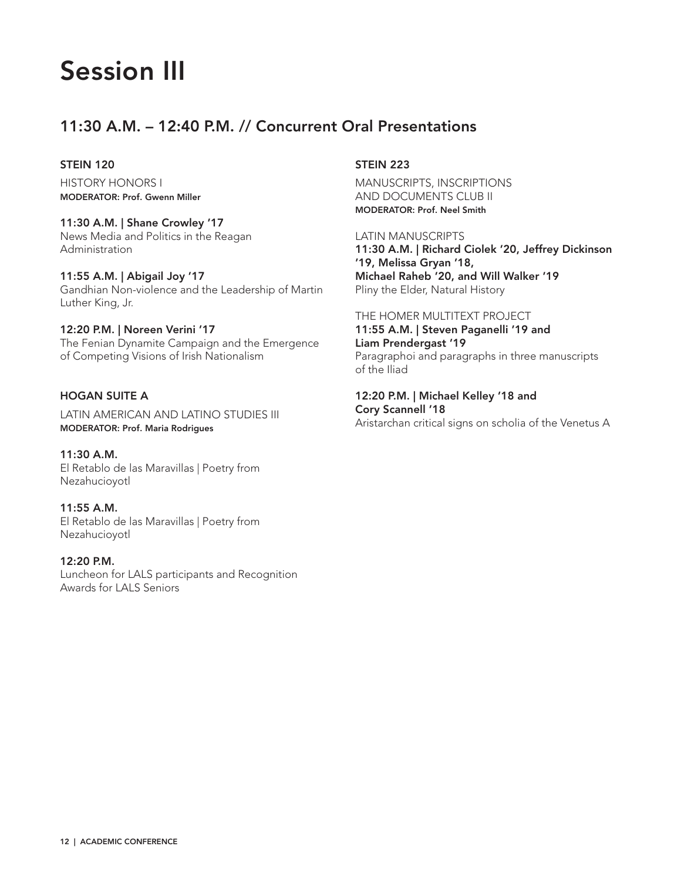# Session III

## 11:30 A.M. – 12:40 P.M. // Concurrent Oral Presentations

### STEIN 120

HISTORY HONORS I
**MODERATOR: Prof. Gwenn Miller**

**11:30 A.M. | Shane Crowley '17**
News Media and Politics in the Reagan Administration

**11:55 A.M. | Abigail Joy '17**
Gandhian Non-violence and the Leadership of Martin Luther King, Jr.

**12:20 P.M. | Noreen Verini '17**
The Fenian Dynamite Campaign and the Emergence of Competing Visions of Irish Nationalism

### HOGAN SUITE A

LATIN AMERICAN AND LATINO STUDIES III
**MODERATOR: Prof. Maria Rodrigues**

**11:30 A.M.**
El Retablo de las Maravillas | Poetry from Nezahucioyotl

**11:55 A.M.**
El Retablo de las Maravillas | Poetry from Nezahucioyotl

**12:20 P.M.**
Luncheon for LALS participants and Recognition Awards for LALS Seniors

### STEIN 223

MANUSCRIPTS, INSCRIPTIONS AND DOCUMENTS CLUB II
**MODERATOR: Prof. Neel Smith**

LATIN MANUSCRIPTS
**11:30 A.M. | Richard Ciolek '20, Jeffrey Dickinson '19, Melissa Gryan '18, Michael Raheb '20, and Will Walker '19**
Pliny the Elder, Natural History

THE HOMER MULTITEXT PROJECT
**11:55 A.M. | Steven Paganelli '19 and Liam Prendergast '19**
Paragraphoi and paragraphs in three manuscripts of the Iliad

**12:20 P.M. | Michael Kelley '18 and Cory Scannell '18**
Aristarchan critical signs on scholia of the Venetus A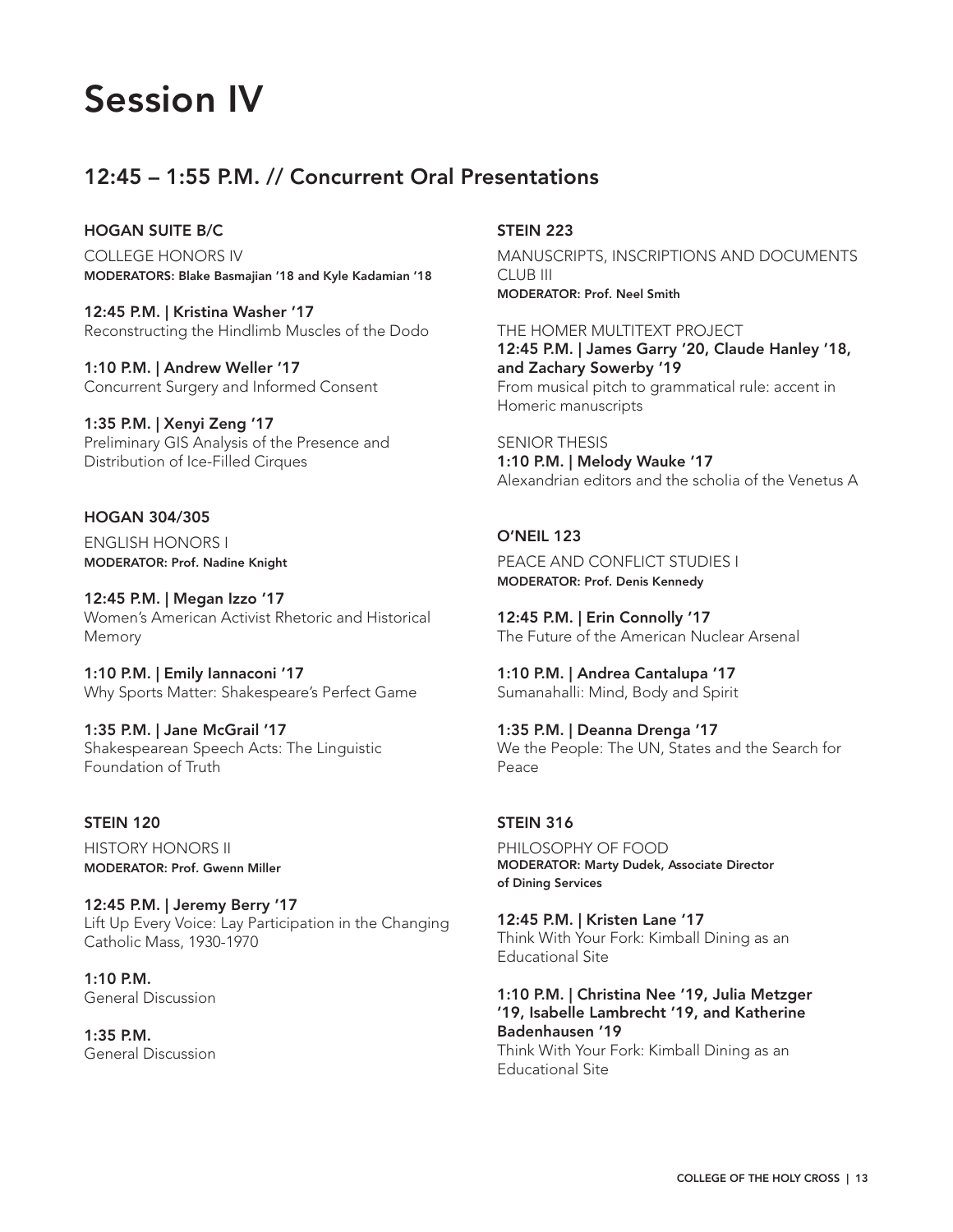# Session IV

## 12:45 – 1:55 P.M. // Concurrent Oral Presentations

### HOGAN SUITE B/C

COLLEGE HONORS IV
**MODERATORS: Blake Basmajian '18 and Kyle Kadamian '18**

**12:45 P.M. | Kristina Washer '17**
Reconstructing the Hindlimb Muscles of the Dodo

**1:10 P.M. | Andrew Weller '17**
Concurrent Surgery and Informed Consent

**1:35 P.M. | Xenyi Zeng '17**
Preliminary GIS Analysis of the Presence and Distribution of Ice-Filled Cirques

### HOGAN 304/305

ENGLISH HONORS I
**MODERATOR: Prof. Nadine Knight**

**12:45 P.M. | Megan Izzo '17**
Women's American Activist Rhetoric and Historical Memory

**1:10 P.M. | Emily Iannaconi '17**
Why Sports Matter: Shakespeare's Perfect Game

**1:35 P.M. | Jane McGrail '17**
Shakespearean Speech Acts: The Linguistic Foundation of Truth

### STEIN 120

HISTORY HONORS II
**MODERATOR: Prof. Gwenn Miller**

**12:45 P.M. | Jeremy Berry '17**
Lift Up Every Voice: Lay Participation in the Changing Catholic Mass, 1930-1970

**1:10 P.M.**
General Discussion

**1:35 P.M.**
General Discussion

### STEIN 223

MANUSCRIPTS, INSCRIPTIONS AND DOCUMENTS CLUB III
**MODERATOR: Prof. Neel Smith**

THE HOMER MULTITEXT PROJECT
**12:45 P.M. | James Garry '20, Claude Hanley '18, and Zachary Sowerby '19**
From musical pitch to grammatical rule: accent in Homeric manuscripts

SENIOR THESIS
**1:10 P.M. | Melody Wauke '17**
Alexandrian editors and the scholia of the Venetus A

### O'NEIL 123

PEACE AND CONFLICT STUDIES I
**MODERATOR: Prof. Denis Kennedy**

**12:45 P.M. | Erin Connolly '17**
The Future of the American Nuclear Arsenal

**1:10 P.M. | Andrea Cantalupa '17**
Sumanahalli: Mind, Body and Spirit

**1:35 P.M. | Deanna Drenga '17**
We the People: The UN, States and the Search for Peace

### STEIN 316

PHILOSOPHY OF FOOD
**MODERATOR: Marty Dudek, Associate Director of Dining Services**

**12:45 P.M. | Kristen Lane '17**
Think With Your Fork: Kimball Dining as an Educational Site

**1:10 P.M. | Christina Nee '19, Julia Metzger '19, Isabelle Lambrecht '19, and Katherine Badenhausen '19**
Think With Your Fork: Kimball Dining as an Educational Site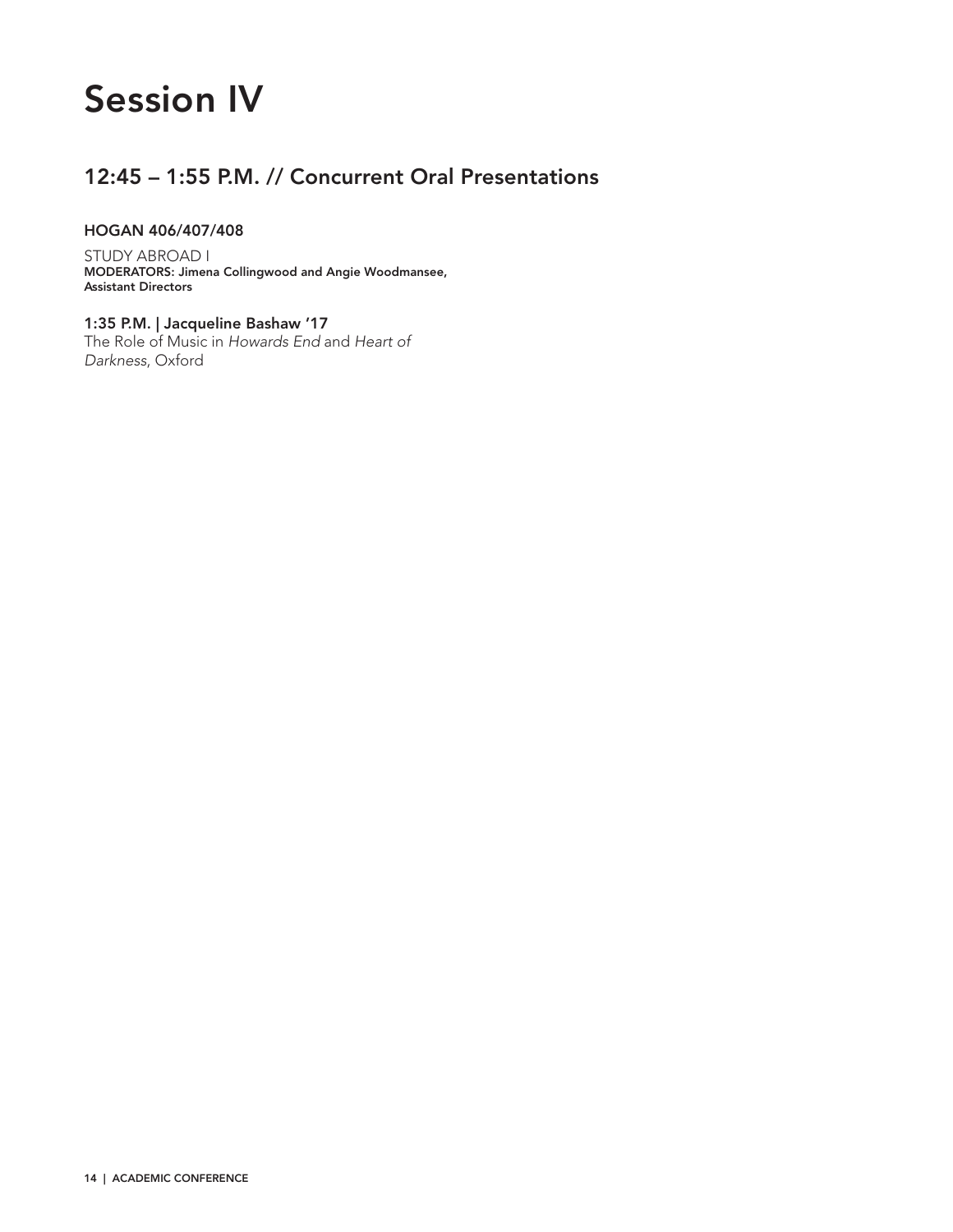# Session IV

## 12:45 – 1:55 P.M. // Concurrent Oral Presentations

### HOGAN 406/407/408

STUDY ABROAD I
**MODERATORS: Jimena Collingwood and Angie Woodmansee, Assistant Directors**

**1:35 P.M. | Jacqueline Bashaw '17**
The Role of Music in *Howards End* and *Heart of Darkness*, Oxford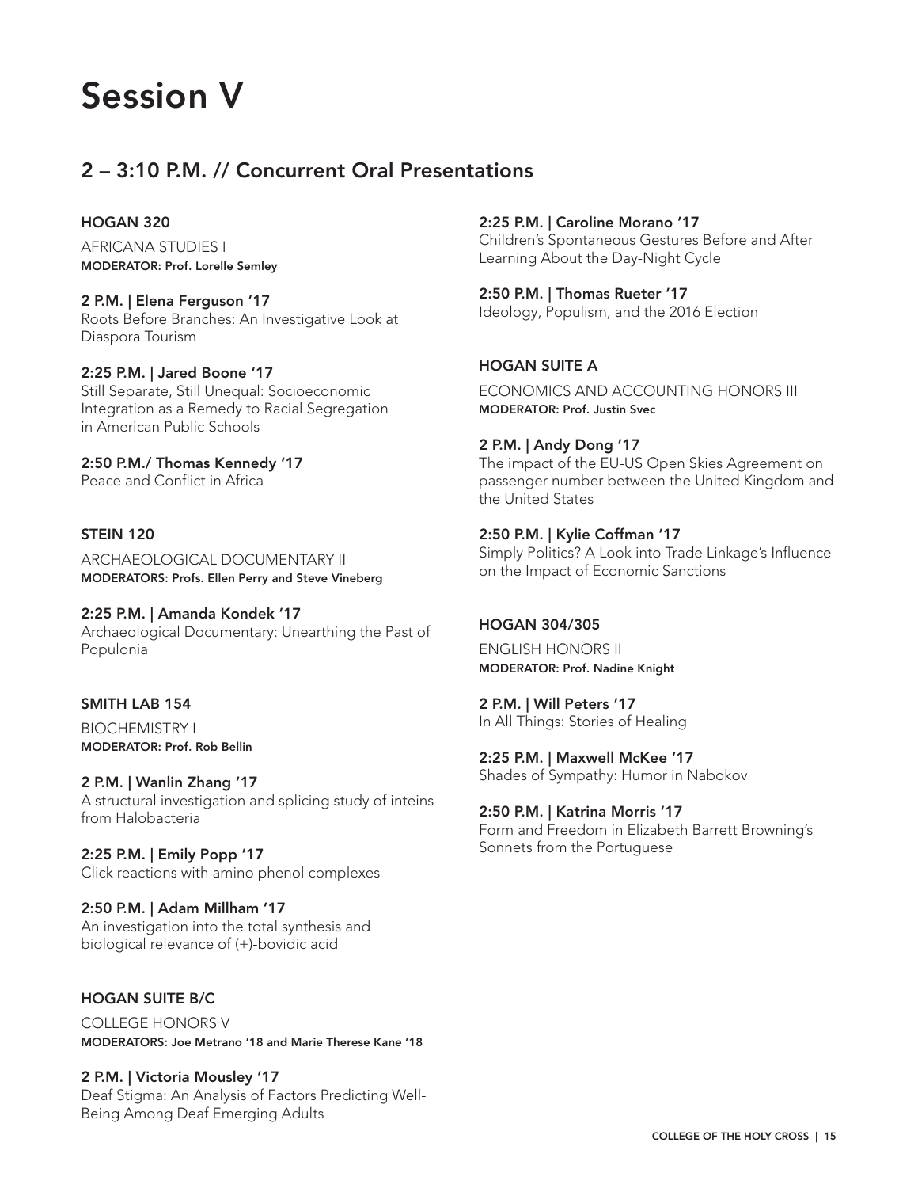# Session V

## 2 – 3:10 P.M. // Concurrent Oral Presentations

### HOGAN 320

AFRICANA STUDIES I
**MODERATOR: Prof. Lorelle Semley**

**2 P.M. | Elena Ferguson '17**
Roots Before Branches: An Investigative Look at Diaspora Tourism

**2:25 P.M. | Jared Boone '17**
Still Separate, Still Unequal: Socioeconomic Integration as a Remedy to Racial Segregation in American Public Schools

**2:50 P.M./ Thomas Kennedy '17**
Peace and Conflict in Africa

### STEIN 120

ARCHAEOLOGICAL DOCUMENTARY II
**MODERATORS: Profs. Ellen Perry and Steve Vineberg**

**2:25 P.M. | Amanda Kondek '17**
Archaeological Documentary: Unearthing the Past of Populonia

### SMITH LAB 154

BIOCHEMISTRY I
**MODERATOR: Prof. Rob Bellin**

**2 P.M. | Wanlin Zhang '17**
A structural investigation and splicing study of inteins from Halobacteria

**2:25 P.M. | Emily Popp '17**
Click reactions with amino phenol complexes

**2:50 P.M. | Adam Millham '17**
An investigation into the total synthesis and biological relevance of (+)-bovidic acid

### HOGAN SUITE B/C

COLLEGE HONORS V
**MODERATORS: Joe Metrano '18 and Marie Therese Kane '18**

**2 P.M. | Victoria Mousley '17**
Deaf Stigma: An Analysis of Factors Predicting Well-Being Among Deaf Emerging Adults

**2:25 P.M. | Caroline Morano '17**
Children's Spontaneous Gestures Before and After Learning About the Day-Night Cycle

**2:50 P.M. | Thomas Rueter '17**
Ideology, Populism, and the 2016 Election

### HOGAN SUITE A

ECONOMICS AND ACCOUNTING HONORS III
**MODERATOR: Prof. Justin Svec**

**2 P.M. | Andy Dong '17**
The impact of the EU-US Open Skies Agreement on passenger number between the United Kingdom and the United States

**2:50 P.M. | Kylie Coffman '17**
Simply Politics? A Look into Trade Linkage's Influence on the Impact of Economic Sanctions

### HOGAN 304/305

ENGLISH HONORS II
**MODERATOR: Prof. Nadine Knight**

**2 P.M. | Will Peters '17**
In All Things: Stories of Healing

**2:25 P.M. | Maxwell McKee '17**
Shades of Sympathy: Humor in Nabokov

**2:50 P.M. | Katrina Morris '17**
Form and Freedom in Elizabeth Barrett Browning's Sonnets from the Portuguese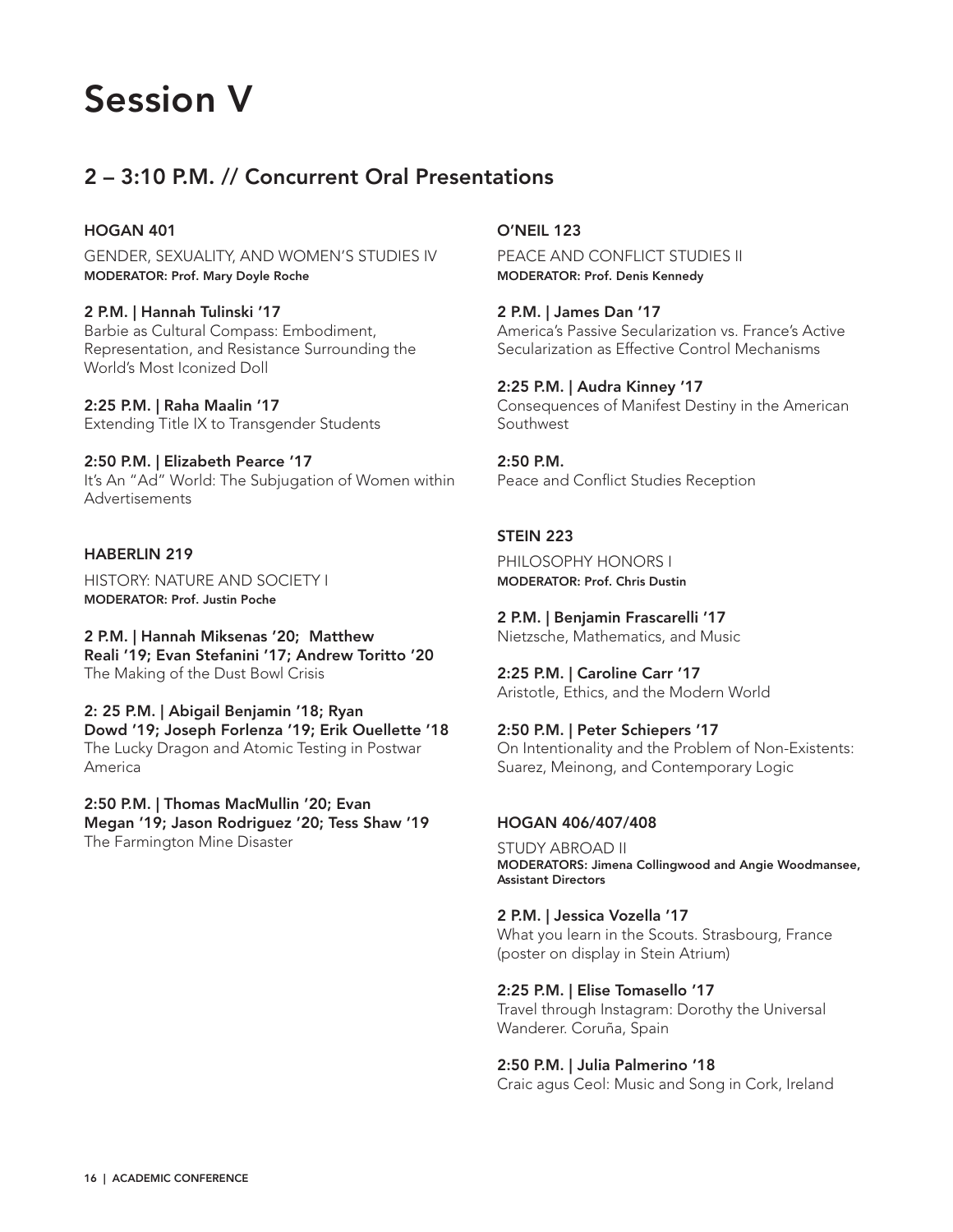# Session V

## 2 – 3:10 P.M. // Concurrent Oral Presentations

### HOGAN 401

GENDER, SEXUALITY, AND WOMEN'S STUDIES IV
**MODERATOR: Prof. Mary Doyle Roche**

**2 P.M. | Hannah Tulinski '17**
Barbie as Cultural Compass: Embodiment, Representation, and Resistance Surrounding the World's Most Iconized Doll

**2:25 P.M. | Raha Maalin '17**
Extending Title IX to Transgender Students

**2:50 P.M. | Elizabeth Pearce '17**
It's An "Ad" World: The Subjugation of Women within Advertisements

### HABERLIN 219

HISTORY: NATURE AND SOCIETY I
**MODERATOR: Prof. Justin Poche**

**2 P.M. | Hannah Miksenas '20; Matthew Reali '19; Evan Stefanini '17; Andrew Toritto '20**
The Making of the Dust Bowl Crisis

**2: 25 P.M. | Abigail Benjamin '18; Ryan Dowd '19; Joseph Forlenza '19; Erik Ouellette '18**
The Lucky Dragon and Atomic Testing in Postwar America

**2:50 P.M. | Thomas MacMullin '20; Evan Megan '19; Jason Rodriguez '20; Tess Shaw '19**
The Farmington Mine Disaster

### O'NEIL 123

PEACE AND CONFLICT STUDIES II
**MODERATOR: Prof. Denis Kennedy**

**2 P.M. | James Dan '17**
America's Passive Secularization vs. France's Active Secularization as Effective Control Mechanisms

**2:25 P.M. | Audra Kinney '17**
Consequences of Manifest Destiny in the American Southwest

**2:50 P.M.**
Peace and Conflict Studies Reception

### STEIN 223

PHILOSOPHY HONORS I
**MODERATOR: Prof. Chris Dustin**

**2 P.M. | Benjamin Frascarelli '17**
Nietzsche, Mathematics, and Music

**2:25 P.M. | Caroline Carr '17**
Aristotle, Ethics, and the Modern World

**2:50 P.M. | Peter Schiepers '17**
On Intentionality and the Problem of Non-Existents: Suarez, Meinong, and Contemporary Logic

### HOGAN 406/407/408

STUDY ABROAD II
**MODERATORS: Jimena Collingwood and Angie Woodmansee, Assistant Directors**

**2 P.M. | Jessica Vozella '17**
What you learn in the Scouts. Strasbourg, France (poster on display in Stein Atrium)

**2:25 P.M. | Elise Tomasello '17**
Travel through Instagram: Dorothy the Universal Wanderer. Coruña, Spain

**2:50 P.M. | Julia Palmerino '18**
Craic agus Ceol: Music and Song in Cork, Ireland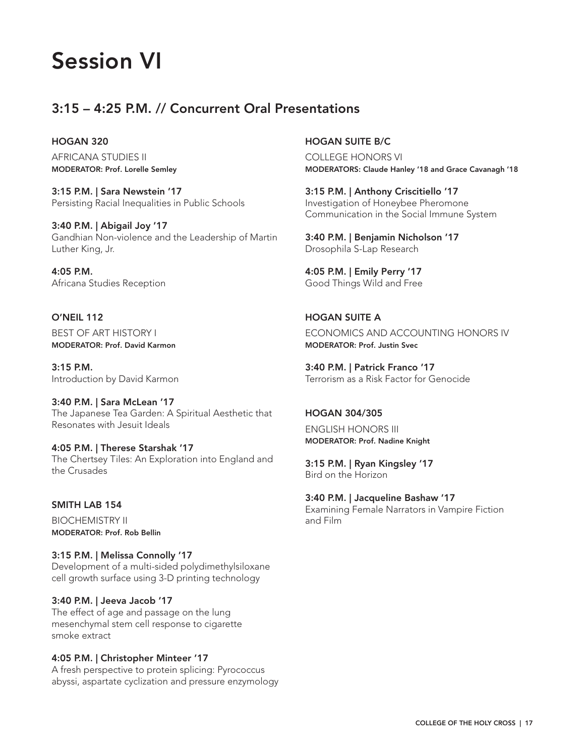# Session VI

## 3:15 – 4:25 P.M. // Concurrent Oral Presentations

### HOGAN 320

AFRICANA STUDIES II
**MODERATOR: Prof. Lorelle Semley**

**3:15 P.M. | Sara Newstein '17**
Persisting Racial Inequalities in Public Schools

**3:40 P.M. | Abigail Joy '17**
Gandhian Non-violence and the Leadership of Martin Luther King, Jr.

**4:05 P.M.**
Africana Studies Reception

### O'NEIL 112

BEST OF ART HISTORY I
**MODERATOR: Prof. David Karmon**

**3:15 P.M.**
Introduction by David Karmon

**3:40 P.M. | Sara McLean '17**
The Japanese Tea Garden: A Spiritual Aesthetic that Resonates with Jesuit Ideals

**4:05 P.M. | Therese Starshak '17**
The Chertsey Tiles: An Exploration into England and the Crusades

### SMITH LAB 154

BIOCHEMISTRY II
**MODERATOR: Prof. Rob Bellin**

**3:15 P.M. | Melissa Connolly '17**
Development of a multi-sided polydimethylsiloxane cell growth surface using 3-D printing technology

**3:40 P.M. | Jeeva Jacob '17**
The effect of age and passage on the lung mesenchymal stem cell response to cigarette smoke extract

**4:05 P.M. | Christopher Minteer '17**
A fresh perspective to protein splicing: Pyrococcus abyssi, aspartate cyclization and pressure enzymology

### HOGAN SUITE B/C

COLLEGE HONORS VI
**MODERATORS: Claude Hanley '18 and Grace Cavanagh '18**

**3:15 P.M. | Anthony Criscitiello '17**
Investigation of Honeybee Pheromone Communication in the Social Immune System

**3:40 P.M. | Benjamin Nicholson '17**
Drosophila S-Lap Research

**4:05 P.M. | Emily Perry '17**
Good Things Wild and Free

### HOGAN SUITE A

ECONOMICS AND ACCOUNTING HONORS IV
**MODERATOR: Prof. Justin Svec**

**3:40 P.M. | Patrick Franco '17**
Terrorism as a Risk Factor for Genocide

### HOGAN 304/305

ENGLISH HONORS III
**MODERATOR: Prof. Nadine Knight**

**3:15 P.M. | Ryan Kingsley '17**
Bird on the Horizon

**3:40 P.M. | Jacqueline Bashaw '17**
Examining Female Narrators in Vampire Fiction and Film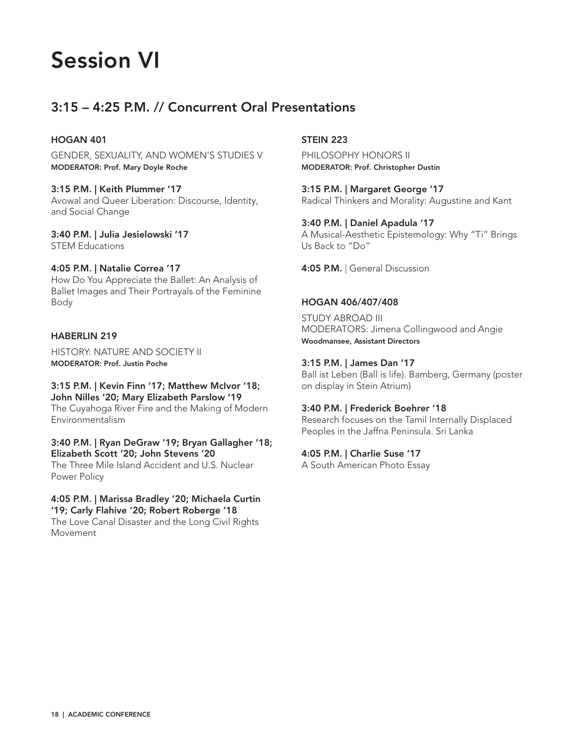# Session VI

## 3:15 – 4:25 P.M. // Concurrent Oral Presentations

### HOGAN 401

GENDER, SEXUALITY, AND WOMEN'S STUDIES V
**MODERATOR: Prof. Mary Doyle Roche**

**3:15 P.M. | Keith Plummer '17**
Avowal and Queer Liberation: Discourse, Identity, and Social Change

**3:40 P.M. | Julia Jesielowski '17**
STEM Educations

**4:05 P.M. | Natalie Correa '17**
How Do You Appreciate the Ballet: An Analysis of Ballet Images and Their Portrayals of the Feminine Body

### HABERLIN 219

HISTORY: NATURE AND SOCIETY II
**MODERATOR: Prof. Justin Poche**

**3:15 P.M. | Kevin Finn '17; Matthew McIvor '18; John Nilles '20; Mary Elizabeth Parslow '19**
The Cuyahoga River Fire and the Making of Modern Environmentalism

**3:40 P.M. | Ryan DeGraw '19; Bryan Gallagher '18; Elizabeth Scott '20; John Stevens '20**
The Three Mile Island Accident and U.S. Nuclear Power Policy

**4:05 P.M. | Marissa Bradley '20; Michaela Curtin '19; Carly Flahive '20; Robert Roberge '18**
The Love Canal Disaster and the Long Civil Rights Movement

### STEIN 223

PHILOSOPHY HONORS II
**MODERATOR: Prof. Christopher Dustin**

**3:15 P.M. | Margaret George '17**
Radical Thinkers and Morality: Augustine and Kant

**3:40 P.M. | Daniel Apadula '17**
A Musical-Aesthetic Epistemology: Why "Ti" Brings Us Back to "Do"

**4:05 P.M.** | General Discussion

### HOGAN 406/407/408

STUDY ABROAD III
MODERATORS: Jimena Collingwood and Angie **Woodmansee, Assistant Directors**

**3:15 P.M. | James Dan '17**
Ball ist Leben (Ball is life). Bamberg, Germany (poster on display in Stein Atrium)

**3:40 P.M. | Frederick Boehrer '18**
Research focuses on the Tamil Internally Displaced Peoples in the Jaffna Peninsula. Sri Lanka

**4:05 P.M. | Charlie Suse '17**
A South American Photo Essay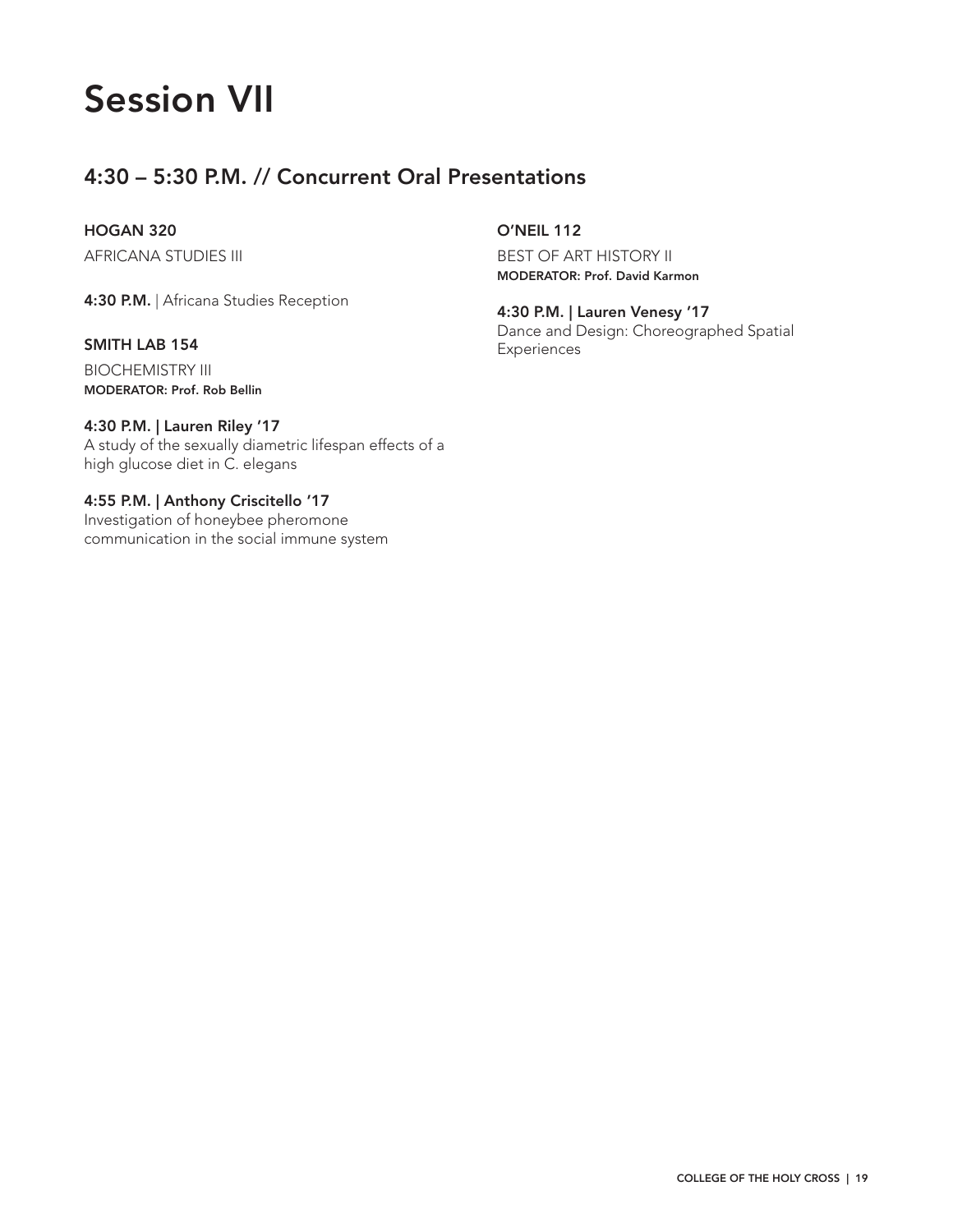# Session VII

## 4:30 – 5:30 P.M. // Concurrent Oral Presentations

**HOGAN 320**

AFRICANA STUDIES III

**4:30 P.M.** | Africana Studies Reception

**SMITH LAB 154**

BIOCHEMISTRY III

**MODERATOR: Prof. Rob Bellin**

**4:30 P.M. | Lauren Riley '17**
A study of the sexually diametric lifespan effects of a high glucose diet in C. elegans

**4:55 P.M. | Anthony Criscitello '17**
Investigation of honeybee pheromone communication in the social immune system

**O'NEIL 112**

BEST OF ART HISTORY II

**MODERATOR: Prof. David Karmon**

**4:30 P.M. | Lauren Venesy '17**
Dance and Design: Choreographed Spatial Experiences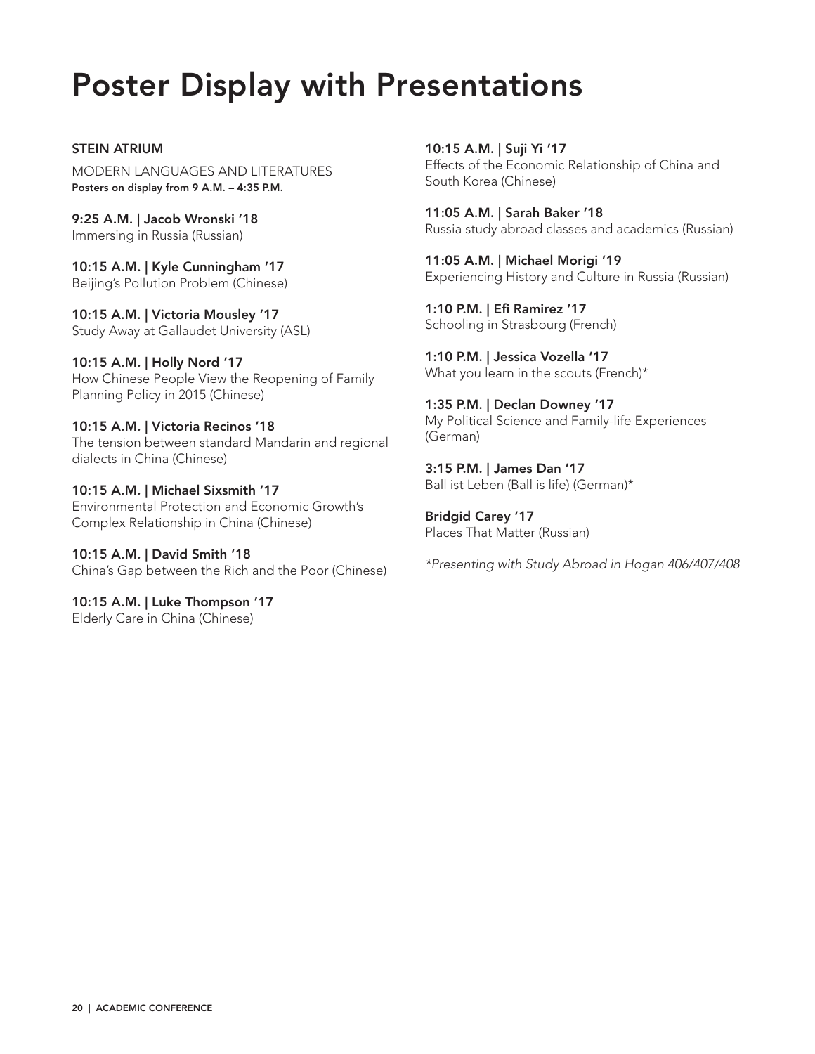# Poster Display with Presentations

**STEIN ATRIUM**

MODERN LANGUAGES AND LITERATURES
**Posters on display from 9 A.M. – 4:35 P.M.**

**9:25 A.M. | Jacob Wronski '18**
Immersing in Russia (Russian)

**10:15 A.M. | Kyle Cunningham '17**
Beijing's Pollution Problem (Chinese)

**10:15 A.M. | Victoria Mousley '17**
Study Away at Gallaudet University (ASL)

**10:15 A.M. | Holly Nord '17**
How Chinese People View the Reopening of Family Planning Policy in 2015 (Chinese)

**10:15 A.M. | Victoria Recinos '18**
The tension between standard Mandarin and regional dialects in China (Chinese)

**10:15 A.M. | Michael Sixsmith '17**
Environmental Protection and Economic Growth's Complex Relationship in China (Chinese)

**10:15 A.M. | David Smith '18**
China's Gap between the Rich and the Poor (Chinese)

**10:15 A.M. | Luke Thompson '17**
Elderly Care in China (Chinese)

**10:15 A.M. | Suji Yi '17**
Effects of the Economic Relationship of China and South Korea (Chinese)

**11:05 A.M. | Sarah Baker '18**
Russia study abroad classes and academics (Russian)

**11:05 A.M. | Michael Morigi '19**
Experiencing History and Culture in Russia (Russian)

**1:10 P.M. | Efi Ramirez '17**
Schooling in Strasbourg (French)

**1:10 P.M. | Jessica Vozella '17**
What you learn in the scouts (French)*

**1:35 P.M. | Declan Downey '17**
My Political Science and Family-life Experiences (German)

**3:15 P.M. | James Dan '17**
Ball ist Leben (Ball is life) (German)*

**Bridgid Carey '17**
Places That Matter (Russian)

*\*Presenting with Study Abroad in Hogan 406/407/408*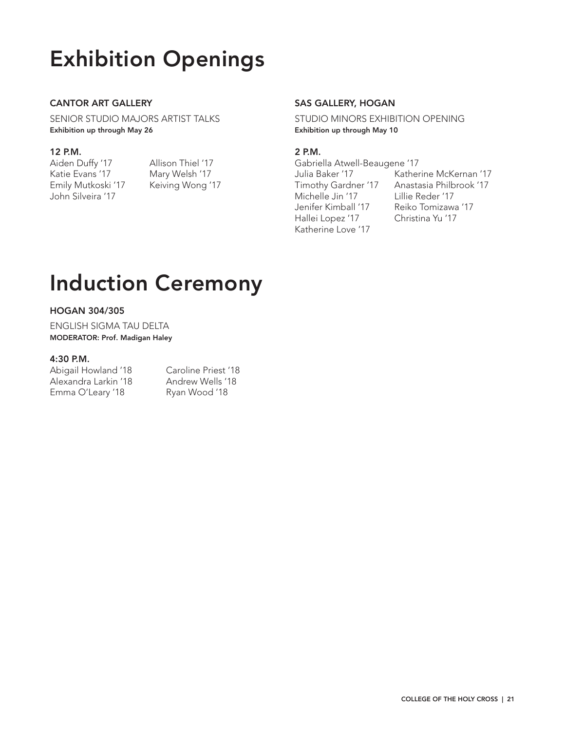# Exhibition Openings

### CANTOR ART GALLERY

SENIOR STUDIO MAJORS ARTIST TALKS
**Exhibition up through May 26**

**12 P.M.**

Aiden Duffy '17
Katie Evans '17
Emily Mutkoski '17
John Silveira '17
Allison Thiel '17
Mary Welsh '17
Keiving Wong '17

### SAS GALLERY, HOGAN

STUDIO MINORS EXHIBITION OPENING
**Exhibition up through May 10**

**2 P.M.**

Gabriella Atwell-Beaugene '17
Julia Baker '17
Timothy Gardner '17
Michelle Jin '17
Jenifer Kimball '17
Hallei Lopez '17
Katherine Love '17
Katherine McKernan '17
Anastasia Philbrook '17
Lillie Reder '17
Reiko Tomizawa '17
Christina Yu '17

# Induction Ceremony

### HOGAN 304/305

ENGLISH SIGMA TAU DELTA
**MODERATOR: Prof. Madigan Haley**

**4:30 P.M.**

Abigail Howland '18
Alexandra Larkin '18
Emma O'Leary '18
Caroline Priest '18
Andrew Wells '18
Ryan Wood '18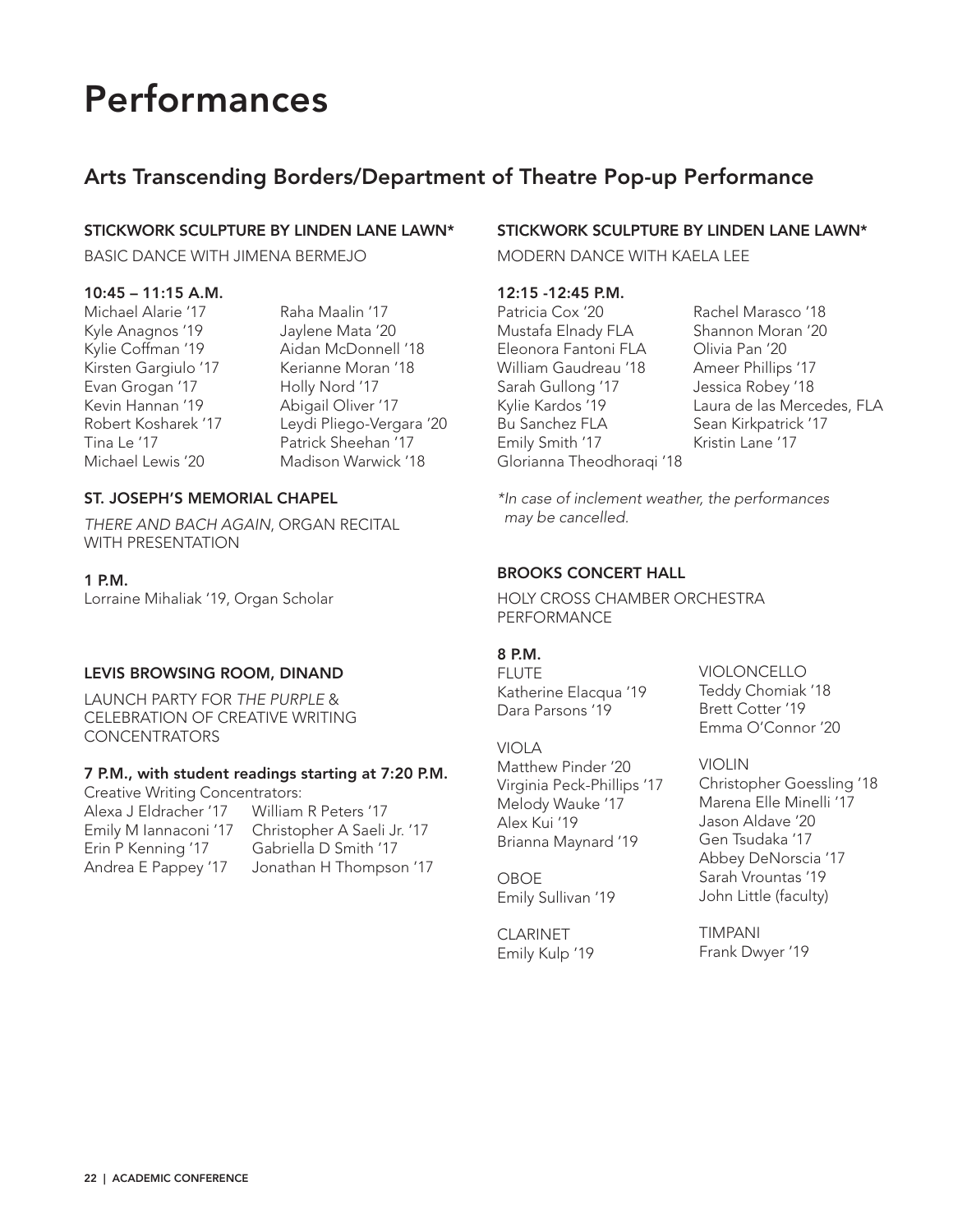# Performances

## Arts Transcending Borders/Department of Theatre Pop-up Performance

### STICKWORK SCULPTURE BY LINDEN LANE LAWN*

BASIC DANCE WITH JIMENA BERMEJO

**10:45 – 11:15 A.M.**

Michael Alarie '17
Kyle Anagnos '19
Kylie Coffman '19
Kirsten Gargiulo '17
Evan Grogan '17
Kevin Hannan '19
Robert Kosharek '17
Tina Le '17
Michael Lewis '20
Raha Maalin '17
Jaylene Mata '20
Aidan McDonnell '18
Kerianne Moran '18
Holly Nord '17
Abigail Oliver '17
Leydi Pliego-Vergara '20
Patrick Sheehan '17
Madison Warwick '18

### ST. JOSEPH'S MEMORIAL CHAPEL

*THERE AND BACH AGAIN*, ORGAN RECITAL WITH PRESENTATION

**1 P.M.**

Lorraine Mihaliak '19, Organ Scholar

### LEVIS BROWSING ROOM, DINAND

LAUNCH PARTY FOR *THE PURPLE* & CELEBRATION OF CREATIVE WRITING CONCENTRATORS

**7 P.M., with student readings starting at 7:20 P.M.**

Creative Writing Concentrators:

Alexa J Eldracher '17
Emily M Iannaconi '17
Erin P Kenning '17
Andrea E Pappey '17
William R Peters '17
Christopher A Saeli Jr. '17
Gabriella D Smith '17
Jonathan H Thompson '17

### STICKWORK SCULPTURE BY LINDEN LANE LAWN*

MODERN DANCE WITH KAELA LEE

**12:15 -12:45 P.M.**

Patricia Cox '20
Mustafa Elnady FLA
Eleonora Fantoni FLA
William Gaudreau '18
Sarah Gullong '17
Kylie Kardos '19
Bu Sanchez FLA
Emily Smith '17
Glorianna Theodhoraqi '18
Rachel Marasco '18
Shannon Moran '20
Olivia Pan '20
Ameer Phillips '17
Jessica Robey '18
Laura de las Mercedes, FLA
Sean Kirkpatrick '17
Kristin Lane '17

*\*In case of inclement weather, the performances may be cancelled.*

### BROOKS CONCERT HALL

HOLY CROSS CHAMBER ORCHESTRA PERFORMANCE

**8 P.M.**

FLUTE
Katherine Elacqua '19
Dara Parsons '19

VIOLA
Matthew Pinder '20
Virginia Peck-Phillips '17
Melody Wauke '17
Alex Kui '19
Brianna Maynard '19

OBOE
Emily Sullivan '19

CLARINET
Emily Kulp '19

VIOLONCELLO
Teddy Chomiak '18
Brett Cotter '19
Emma O'Connor '20

VIOLIN
Christopher Goessling '18
Marena Elle Minelli '17
Jason Aldave '20
Gen Tsudaka '17
Abbey DeNorscia '17
Sarah Vrountas '19
John Little (faculty)

TIMPANI
Frank Dwyer '19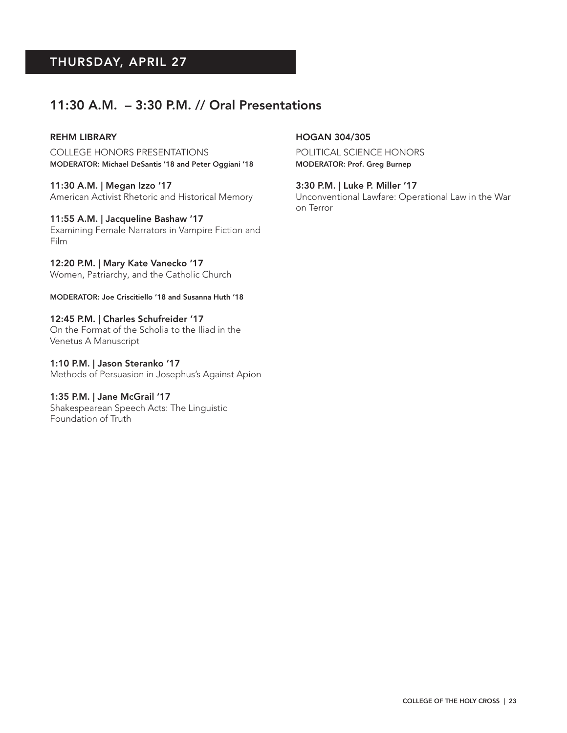## THURSDAY, APRIL 27

## 11:30 A.M. – 3:30 P.M. // Oral Presentations

### REHM LIBRARY

COLLEGE HONORS PRESENTATIONS
**MODERATOR: Michael DeSantis '18 and Peter Oggiani '18**

**11:30 A.M. | Megan Izzo '17**
American Activist Rhetoric and Historical Memory

**11:55 A.M. | Jacqueline Bashaw '17**
Examining Female Narrators in Vampire Fiction and Film

**12:20 P.M. | Mary Kate Vanecko '17**
Women, Patriarchy, and the Catholic Church

**MODERATOR: Joe Criscitiello '18 and Susanna Huth '18**

**12:45 P.M. | Charles Schufreider '17**
On the Format of the Scholia to the Iliad in the Venetus A Manuscript

**1:10 P.M. | Jason Steranko '17**
Methods of Persuasion in Josephus's Against Apion

**1:35 P.M. | Jane McGrail '17**
Shakespearean Speech Acts: The Linguistic Foundation of Truth

### HOGAN 304/305

POLITICAL SCIENCE HONORS
**MODERATOR: Prof. Greg Burnep**

**3:30 P.M. | Luke P. Miller '17**
Unconventional Lawfare: Operational Law in the War on Terror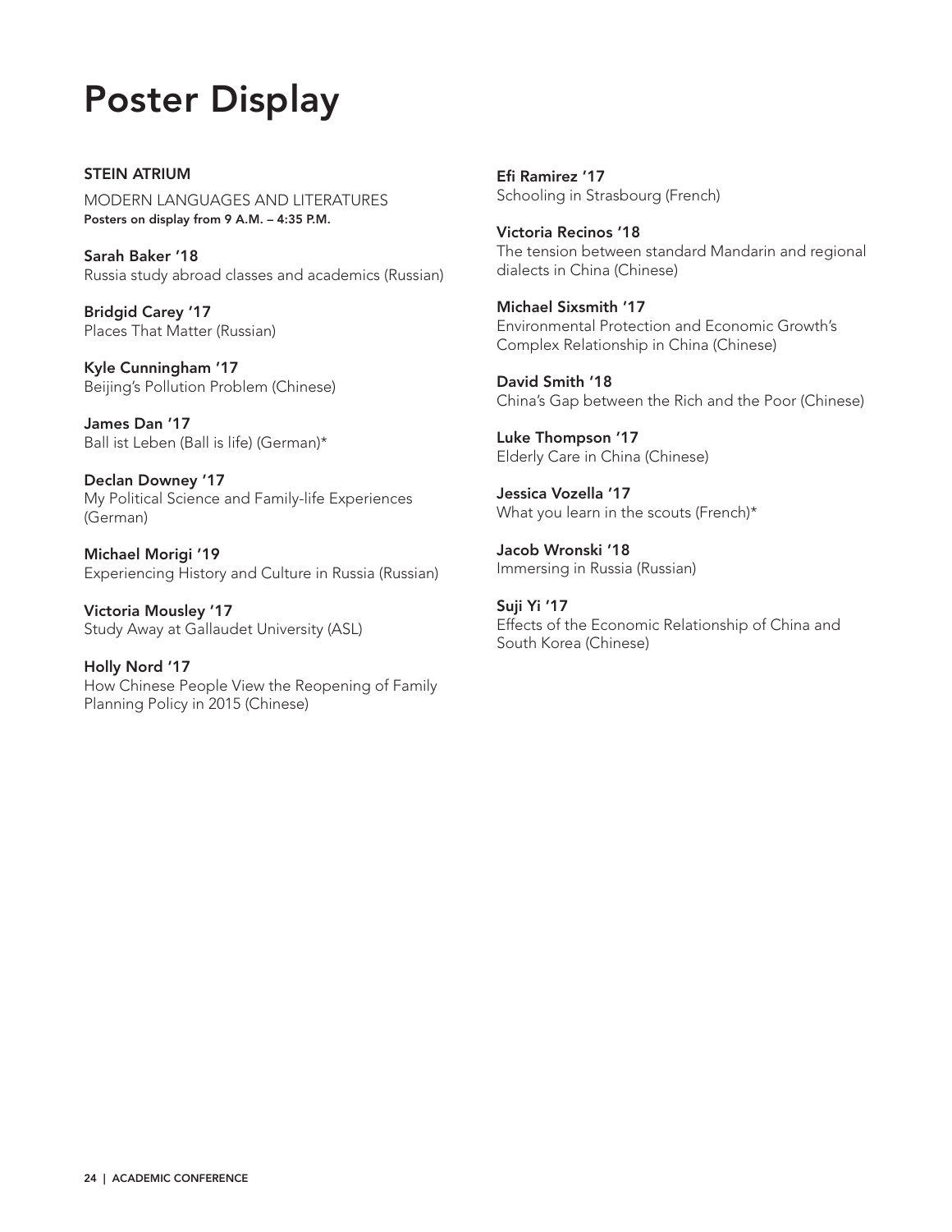# Poster Display

**STEIN ATRIUM**

MODERN LANGUAGES AND LITERATURES

**Posters on display from 9 A.M. – 4:35 P.M.**

**Sarah Baker '18**
Russia study abroad classes and academics (Russian)

**Bridgid Carey '17**
Places That Matter (Russian)

**Kyle Cunningham '17**
Beijing's Pollution Problem (Chinese)

**James Dan '17**
Ball ist Leben (Ball is life) (German)*

**Declan Downey '17**
My Political Science and Family-life Experiences (German)

**Michael Morigi '19**
Experiencing History and Culture in Russia (Russian)

**Victoria Mousley '17**
Study Away at Gallaudet University (ASL)

**Holly Nord '17**
How Chinese People View the Reopening of Family Planning Policy in 2015 (Chinese)

**Efi Ramirez '17**
Schooling in Strasbourg (French)

**Victoria Recinos '18**
The tension between standard Mandarin and regional dialects in China (Chinese)

**Michael Sixsmith '17**
Environmental Protection and Economic Growth's Complex Relationship in China (Chinese)

**David Smith '18**
China's Gap between the Rich and the Poor (Chinese)

**Luke Thompson '17**
Elderly Care in China (Chinese)

**Jessica Vozella '17**
What you learn in the scouts (French)*

**Jacob Wronski '18**
Immersing in Russia (Russian)

**Suji Yi '17**
Effects of the Economic Relationship of China and South Korea (Chinese)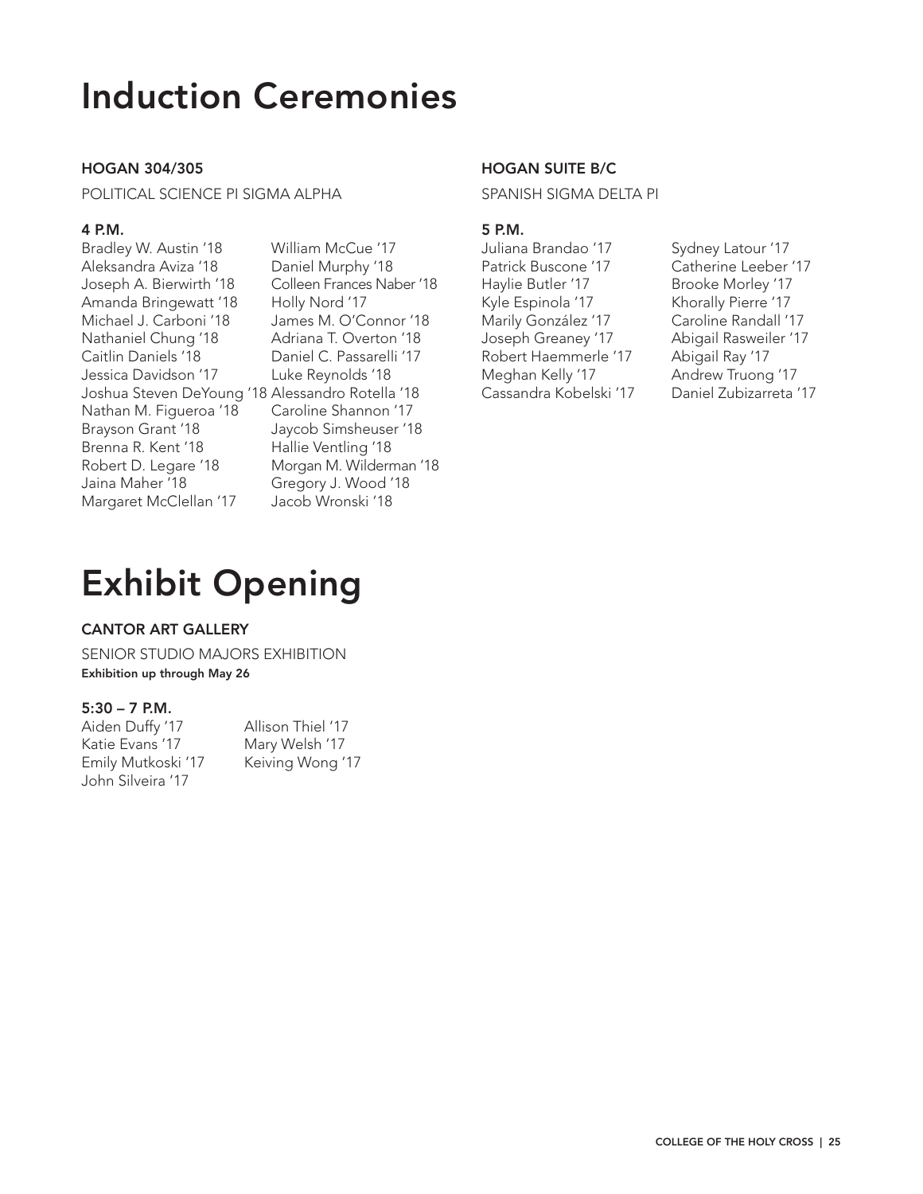# Induction Ceremonies

### HOGAN 304/305

POLITICAL SCIENCE PI SIGMA ALPHA

**4 P.M.**

Bradley W. Austin '18
Aleksandra Aviza '18
Joseph A. Bierwirth '18
Amanda Bringewatt '18
Michael J. Carboni '18
Nathaniel Chung '18
Caitlin Daniels '18
Jessica Davidson '17
Joshua Steven DeYoung '18
Nathan M. Figueroa '18
Brayson Grant '18
Brenna R. Kent '18
Robert D. Legare '18
Jaina Maher '18
Margaret McClellan '17
William McCue '17
Daniel Murphy '18
Colleen Frances Naber '18
Holly Nord '17
James M. O'Connor '18
Adriana T. Overton '18
Daniel C. Passarelli '17
Luke Reynolds '18
Alessandro Rotella '18
Caroline Shannon '17
Jaycob Simsheuser '18
Hallie Ventling '18
Morgan M. Wilderman '18
Gregory J. Wood '18
Jacob Wronski '18

### HOGAN SUITE B/C

SPANISH SIGMA DELTA PI

**5 P.M.**

Juliana Brandao '17
Patrick Buscone '17
Haylie Butler '17
Kyle Espinola '17
Marily González '17
Joseph Greaney '17
Robert Haemmerle '17
Meghan Kelly '17
Cassandra Kobelski '17
Sydney Latour '17
Catherine Leeber '17
Brooke Morley '17
Khorally Pierre '17
Caroline Randall '17
Abigail Rasweiler '17
Abigail Ray '17
Andrew Truong '17
Daniel Zubizarreta '17

# Exhibit Opening

### CANTOR ART GALLERY

SENIOR STUDIO MAJORS EXHIBITION
**Exhibition up through May 26**

**5:30 – 7 P.M.**

Aiden Duffy '17
Katie Evans '17
Emily Mutkoski '17
John Silveira '17
Allison Thiel '17
Mary Welsh '17
Keiving Wong '17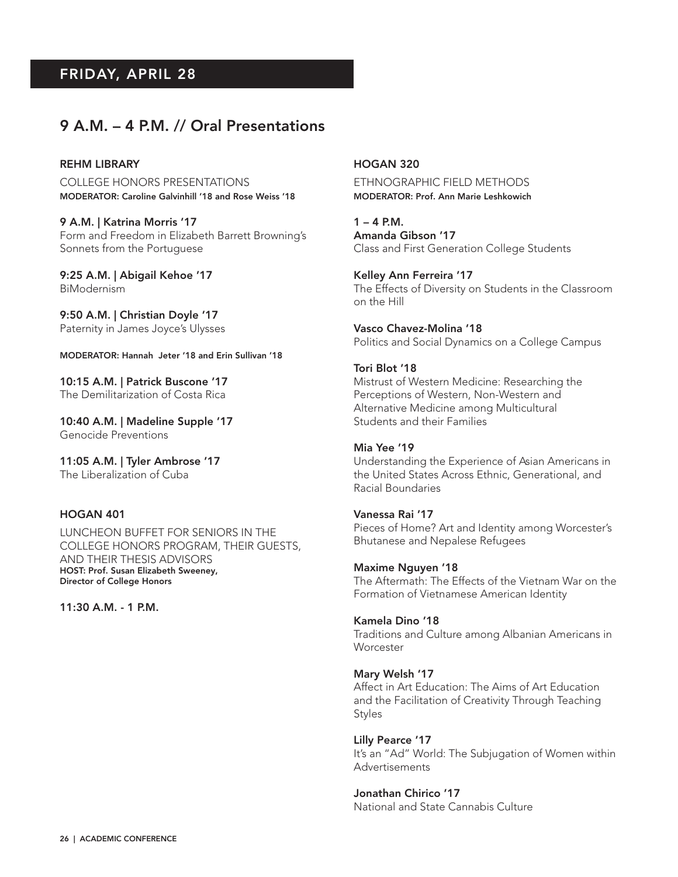## FRIDAY, APRIL 28

## 9 A.M. – 4 P.M. // Oral Presentations

### REHM LIBRARY

COLLEGE HONORS PRESENTATIONS
**MODERATOR: Caroline Galvinhill '18 and Rose Weiss '18**

**9 A.M. | Katrina Morris '17**
Form and Freedom in Elizabeth Barrett Browning's Sonnets from the Portuguese

**9:25 A.M. | Abigail Kehoe '17**
BiModernism

**9:50 A.M. | Christian Doyle '17**
Paternity in James Joyce's Ulysses

**MODERATOR: Hannah Jeter '18 and Erin Sullivan '18**

**10:15 A.M. | Patrick Buscone '17**
The Demilitarization of Costa Rica

**10:40 A.M. | Madeline Supple '17**
Genocide Preventions

**11:05 A.M. | Tyler Ambrose '17**
The Liberalization of Cuba

### HOGAN 401

LUNCHEON BUFFET FOR SENIORS IN THE COLLEGE HONORS PROGRAM, THEIR GUESTS, AND THEIR THESIS ADVISORS
**HOST: Prof. Susan Elizabeth Sweeney, Director of College Honors**

**11:30 A.M. - 1 P.M.**

### HOGAN 320

ETHNOGRAPHIC FIELD METHODS
**MODERATOR: Prof. Ann Marie Leshkowich**

**1 – 4 P.M.**
**Amanda Gibson '17**
Class and First Generation College Students

**Kelley Ann Ferreira '17**
The Effects of Diversity on Students in the Classroom on the Hill

**Vasco Chavez-Molina '18**
Politics and Social Dynamics on a College Campus

**Tori Blot '18**
Mistrust of Western Medicine: Researching the Perceptions of Western, Non-Western and Alternative Medicine among Multicultural Students and their Families

**Mia Yee '19**
Understanding the Experience of Asian Americans in the United States Across Ethnic, Generational, and Racial Boundaries

**Vanessa Rai '17**
Pieces of Home? Art and Identity among Worcester's Bhutanese and Nepalese Refugees

**Maxime Nguyen '18**
The Aftermath: The Effects of the Vietnam War on the Formation of Vietnamese American Identity

**Kamela Dino '18**
Traditions and Culture among Albanian Americans in Worcester

**Mary Welsh '17**
Affect in Art Education: The Aims of Art Education and the Facilitation of Creativity Through Teaching Styles

**Lilly Pearce '17**
It's an "Ad" World: The Subjugation of Women within Advertisements

**Jonathan Chirico '17**
National and State Cannabis Culture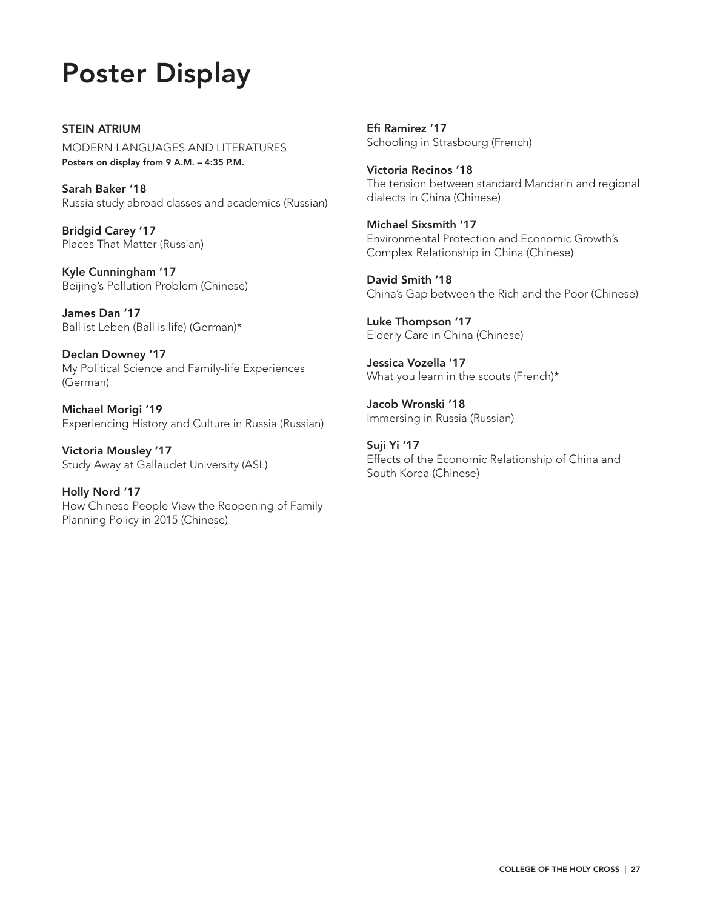# Poster Display

**STEIN ATRIUM**

MODERN LANGUAGES AND LITERATURES

**Posters on display from 9 A.M. – 4:35 P.M.**

**Sarah Baker '18**
Russia study abroad classes and academics (Russian)

**Bridgid Carey '17**
Places That Matter (Russian)

**Kyle Cunningham '17**
Beijing's Pollution Problem (Chinese)

**James Dan '17**
Ball ist Leben (Ball is life) (German)*

**Declan Downey '17**
My Political Science and Family-life Experiences (German)

**Michael Morigi '19**
Experiencing History and Culture in Russia (Russian)

**Victoria Mousley '17**
Study Away at Gallaudet University (ASL)

**Holly Nord '17**
How Chinese People View the Reopening of Family Planning Policy in 2015 (Chinese)

**Efi Ramirez '17**
Schooling in Strasbourg (French)

**Victoria Recinos '18**
The tension between standard Mandarin and regional dialects in China (Chinese)

**Michael Sixsmith '17**
Environmental Protection and Economic Growth's Complex Relationship in China (Chinese)

**David Smith '18**
China's Gap between the Rich and the Poor (Chinese)

**Luke Thompson '17**
Elderly Care in China (Chinese)

**Jessica Vozella '17**
What you learn in the scouts (French)*

**Jacob Wronski '18**
Immersing in Russia (Russian)

**Suji Yi '17**
Effects of the Economic Relationship of China and South Korea (Chinese)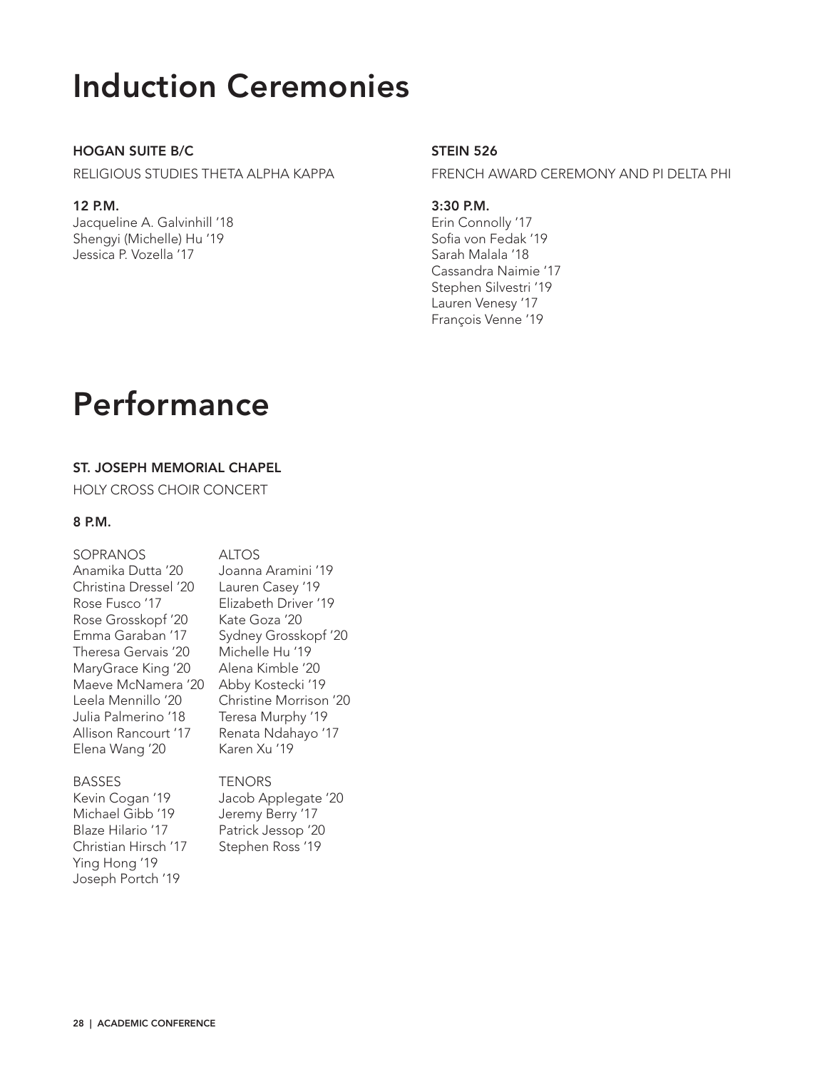# Induction Ceremonies

### HOGAN SUITE B/C

RELIGIOUS STUDIES THETA ALPHA KAPPA

**12 P.M.**

Jacqueline A. Galvinhill '18
Shengyi (Michelle) Hu '19
Jessica P. Vozella '17

### STEIN 526

FRENCH AWARD CEREMONY AND PI DELTA PHI

**3:30 P.M.**

Erin Connolly '17
Sofia von Fedak '19
Sarah Malala '18
Cassandra Naimie '17
Stephen Silvestri '19
Lauren Venesy '17
François Venne '19

# Performance

### ST. JOSEPH MEMORIAL CHAPEL

HOLY CROSS CHOIR CONCERT

**8 P.M.**

SOPRANOS
Anamika Dutta '20
Christina Dressel '20
Rose Fusco '17
Rose Grosskopf '20
Emma Garaban '17
Theresa Gervais '20
MaryGrace King '20
Maeve McNamera '20
Leela Mennillo '20
Julia Palmerino '18
Allison Rancourt '17
Elena Wang '20

ALTOS
Joanna Aramini '19
Lauren Casey '19
Elizabeth Driver '19
Kate Goza '20
Sydney Grosskopf '20
Michelle Hu '19
Alena Kimble '20
Abby Kostecki '19
Christine Morrison '20
Teresa Murphy '19
Renata Ndahayo '17
Karen Xu '19

BASSES
Kevin Cogan '19
Michael Gibb '19
Blaze Hilario '17
Christian Hirsch '17
Ying Hong '19
Joseph Portch '19

TENORS
Jacob Applegate '20
Jeremy Berry '17
Patrick Jessop '20
Stephen Ross '19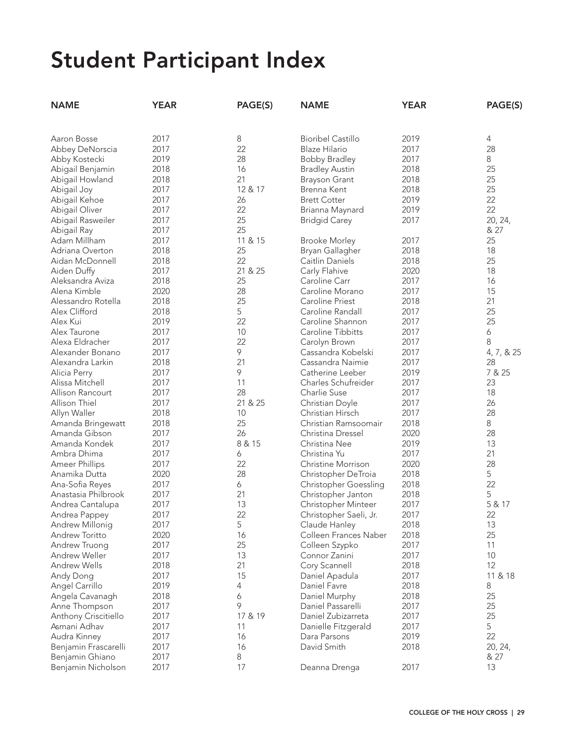# Student Participant Index

| NAME | YEAR | PAGE(S) |
|---|---|---|
| Aaron Bosse | 2017 | 8 |
| Abbey DeNorscia | 2017 | 22 |
| Abby Kostecki | 2019 | 28 |
| Abigail Benjamin | 2018 | 16 |
| Abigail Howland | 2018 | 21 |
| Abigail Joy | 2017 | 12 & 17 |
| Abigail Kehoe | 2017 | 26 |
| Abigail Oliver | 2017 | 22 |
| Abigail Rasweiler | 2017 | 25 |
| Abigail Ray | 2017 | 25 |
| Adam Millham | 2017 | 11 & 15 |
| Adriana Overton | 2018 | 25 |
| Aidan McDonnell | 2018 | 22 |
| Aiden Duffy | 2017 | 21 & 25 |
| Aleksandra Aviza | 2018 | 25 |
| Alena Kimble | 2020 | 28 |
| Alessandro Rotella | 2018 | 25 |
| Alex Clifford | 2018 | 5 |
| Alex Kui | 2019 | 22 |
| Alex Taurone | 2017 | 10 |
| Alexa Eldracher | 2017 | 22 |
| Alexander Bonano | 2017 | 9 |
| Alexandra Larkin | 2018 | 21 |
| Alicia Perry | 2017 | 9 |
| Alissa Mitchell | 2017 | 11 |
| Allison Rancourt | 2017 | 28 |
| Allison Thiel | 2017 | 21 & 25 |
| Allyn Waller | 2018 | 10 |
| Amanda Bringewatt | 2018 | 25 |
| Amanda Gibson | 2017 | 26 |
| Amanda Kondek | 2017 | 8 & 15 |
| Ambra Dhima | 2017 | 6 |
| Ameer Phillips | 2017 | 22 |
| Anamika Dutta | 2020 | 28 |
| Ana-Sofia Reyes | 2017 | 6 |
| Anastasia Philbrook | 2017 | 21 |
| Andrea Cantalupa | 2017 | 13 |
| Andrea Pappey | 2017 | 22 |
| Andrew Millonig | 2017 | 5 |
| Andrew Toritto | 2020 | 16 |
| Andrew Truong | 2017 | 25 |
| Andrew Weller | 2017 | 13 |
| Andrew Wells | 2018 | 21 |
| Andy Dong | 2017 | 15 |
| Angel Carrillo | 2019 | 4 |
| Angela Cavanagh | 2018 | 6 |
| Anne Thompson | 2017 | 9 |
| Anthony Criscitiello | 2017 | 17 & 19 |
| Asmani Adhav | 2017 | 11 |
| Audra Kinney | 2017 | 16 |
| Benjamin Frascarelli | 2017 | 16 |
| Benjamin Ghiano | 2017 | 8 |
| Benjamin Nicholson | 2017 | 17 |
| Bioribel Castillo | 2019 | 4 |
| Blaze Hilario | 2017 | 28 |
| Bobby Bradley | 2017 | 8 |
| Bradley Austin | 2018 | 25 |
| Brayson Grant | 2018 | 25 |
| Brenna Kent | 2018 | 25 |
| Brett Cotter | 2019 | 22 |
| Brianna Maynard | 2019 | 22 |
| Bridgid Carey | 2017 | 20, 24, & 27 |
| Brooke Morley | 2017 | 25 |
| Bryan Gallagher | 2018 | 18 |
| Caitlin Daniels | 2018 | 25 |
| Carly Flahive | 2020 | 18 |
| Caroline Carr | 2017 | 16 |
| Caroline Morano | 2017 | 15 |
| Caroline Priest | 2018 | 21 |
| Caroline Randall | 2017 | 25 |
| Caroline Shannon | 2017 | 25 |
| Caroline Tibbitts | 2017 | 6 |
| Carolyn Brown | 2017 | 8 |
| Cassandra Kobelski | 2017 | 4, 7, & 25 |
| Cassandra Naimie | 2017 | 28 |
| Catherine Leeber | 2019 | 7 & 25 |
| Charles Schufreider | 2017 | 23 |
| Charlie Suse | 2017 | 18 |
| Christian Doyle | 2017 | 26 |
| Christian Hirsch | 2017 | 28 |
| Christian Ramsoomair | 2018 | 8 |
| Christina Dressel | 2020 | 28 |
| Christina Nee | 2019 | 13 |
| Christina Yu | 2017 | 21 |
| Christine Morrison | 2020 | 28 |
| Christopher DeTroia | 2018 | 5 |
| Christopher Goessling | 2018 | 22 |
| Christopher Janton | 2018 | 5 |
| Christopher Minteer | 2017 | 5 & 17 |
| Christopher Saeli, Jr. | 2017 | 22 |
| Claude Hanley | 2018 | 13 |
| Colleen Frances Naber | 2018 | 25 |
| Colleen Szypko | 2017 | 11 |
| Connor Zanini | 2017 | 10 |
| Cory Scannell | 2018 | 12 |
| Daniel Apadula | 2017 | 11 & 18 |
| Daniel Favre | 2018 | 8 |
| Daniel Murphy | 2018 | 25 |
| Daniel Passarelli | 2017 | 25 |
| Daniel Zubizarreta | 2017 | 25 |
| Danielle Fitzgerald | 2017 | 5 |
| Dara Parsons | 2019 | 22 |
| David Smith | 2018 | 20, 24, & 27 |
| Deanna Drenga | 2017 | 13 |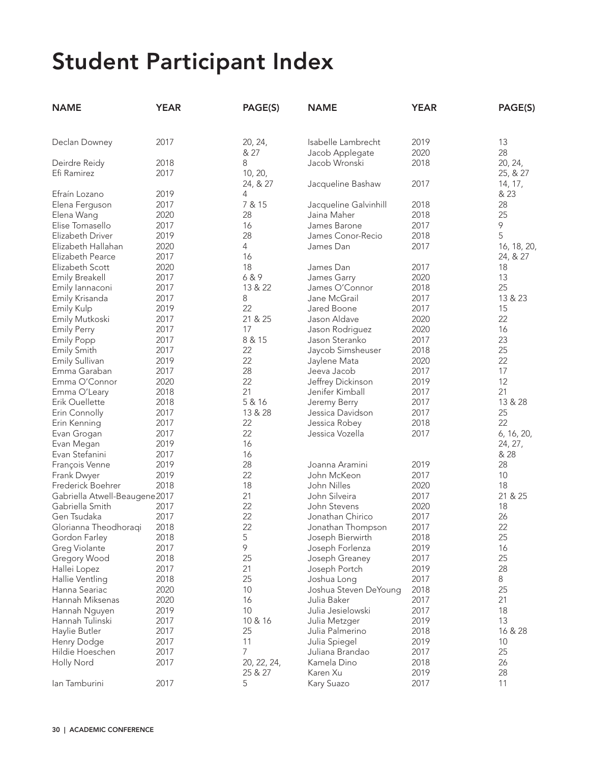# Student Participant Index

| NAME | YEAR | PAGE(S) |
|---|---|---|
| Declan Downey | 2017 | 20, 24, & 27 |
| Deirdre Reidy | 2018 | 8 |
| Efi Ramirez | 2017 | 10, 20, 24, & 27 |
| Efraín Lozano | 2019 | 4 |
| Elena Ferguson | 2017 | 7 & 15 |
| Elena Wang | 2020 | 28 |
| Elise Tomasello | 2017 | 16 |
| Elizabeth Driver | 2019 | 28 |
| Elizabeth Hallahan | 2020 | 4 |
| Elizabeth Pearce | 2017 | 16 |
| Elizabeth Scott | 2020 | 18 |
| Emily Breakell | 2017 | 6 & 9 |
| Emily Iannaconi | 2017 | 13 & 22 |
| Emily Krisanda | 2017 | 8 |
| Emily Kulp | 2019 | 22 |
| Emily Mutkoski | 2017 | 21 & 25 |
| Emily Perry | 2017 | 17 |
| Emily Popp | 2017 | 8 & 15 |
| Emily Smith | 2017 | 22 |
| Emily Sullivan | 2019 | 22 |
| Emma Garaban | 2017 | 28 |
| Emma O'Connor | 2020 | 22 |
| Emma O'Leary | 2018 | 21 |
| Erik Ouellette | 2018 | 5 & 16 |
| Erin Connolly | 2017 | 13 & 28 |
| Erin Kenning | 2017 | 22 |
| Evan Grogan | 2017 | 22 |
| Evan Megan | 2019 | 16 |
| Evan Stefanini | 2017 | 16 |
| François Venne | 2019 | 28 |
| Frank Dwyer | 2019 | 22 |
| Frederick Boehrer | 2018 | 18 |
| Gabriella Atwell-Beaugene | 2017 | 21 |
| Gabriella Smith | 2017 | 22 |
| Gen Tsudaka | 2017 | 22 |
| Glorianna Theodhoraqi | 2018 | 22 |
| Gordon Farley | 2018 | 5 |
| Greg Violante | 2017 | 9 |
| Gregory Wood | 2018 | 25 |
| Hallei Lopez | 2017 | 21 |
| Hallie Ventling | 2018 | 25 |
| Hanna Seariac | 2020 | 10 |
| Hannah Miksenas | 2020 | 16 |
| Hannah Nguyen | 2019 | 10 |
| Hannah Tulinski | 2017 | 10 & 16 |
| Haylie Butler | 2017 | 25 |
| Henry Dodge | 2017 | 11 |
| Hildie Hoeschen | 2017 | 7 |
| Holly Nord | 2017 | 20, 22, 24, 25 & 27 |
| Ian Tamburini | 2017 | 5 |
| Isabelle Lambrecht | 2019 | 13 |
| Jacob Applegate | 2020 | 28 |
| Jacob Wronski | 2018 | 20, 24, 25, & 27 |
| Jacqueline Bashaw | 2017 | 14, 17, & 23 |
| Jacqueline Galvinhill | 2018 | 28 |
| Jaina Maher | 2018 | 25 |
| James Barone | 2017 | 9 |
| James Conor-Recio | 2018 | 5 |
| James Dan | 2017 | 16, 18, 20, 24, & 27 |
| James Dan | 2017 | 18 |
| James Garry | 2020 | 13 |
| James O'Connor | 2018 | 25 |
| Jane McGrail | 2017 | 13 & 23 |
| Jared Boone | 2017 | 15 |
| Jason Aldave | 2020 | 22 |
| Jason Rodriguez | 2020 | 16 |
| Jason Steranko | 2017 | 23 |
| Jaycob Simsheuser | 2018 | 25 |
| Jaylene Mata | 2020 | 22 |
| Jeeva Jacob | 2017 | 17 |
| Jeffrey Dickinson | 2019 | 12 |
| Jenifer Kimball | 2017 | 21 |
| Jeremy Berry | 2017 | 13 & 28 |
| Jessica Davidson | 2017 | 25 |
| Jessica Robey | 2018 | 22 |
| Jessica Vozella | 2017 | 6, 16, 20, 24, 27, & 28 |
| Joanna Aramini | 2019 | 28 |
| John McKeon | 2017 | 10 |
| John Nilles | 2020 | 18 |
| John Silveira | 2017 | 21 & 25 |
| John Stevens | 2020 | 18 |
| Jonathan Chirico | 2017 | 26 |
| Jonathan Thompson | 2017 | 22 |
| Joseph Bierwirth | 2018 | 25 |
| Joseph Forlenza | 2019 | 16 |
| Joseph Greaney | 2017 | 25 |
| Joseph Portch | 2019 | 28 |
| Joshua Long | 2017 | 8 |
| Joshua Steven DeYoung | 2018 | 25 |
| Julia Baker | 2017 | 21 |
| Julia Jesielowski | 2017 | 18 |
| Julia Metzger | 2019 | 13 |
| Julia Palmerino | 2018 | 16 & 28 |
| Julia Spiegel | 2019 | 10 |
| Juliana Brandao | 2017 | 25 |
| Kamela Dino | 2018 | 26 |
| Karen Xu | 2019 | 28 |
| Kary Suazo | 2017 | 11 |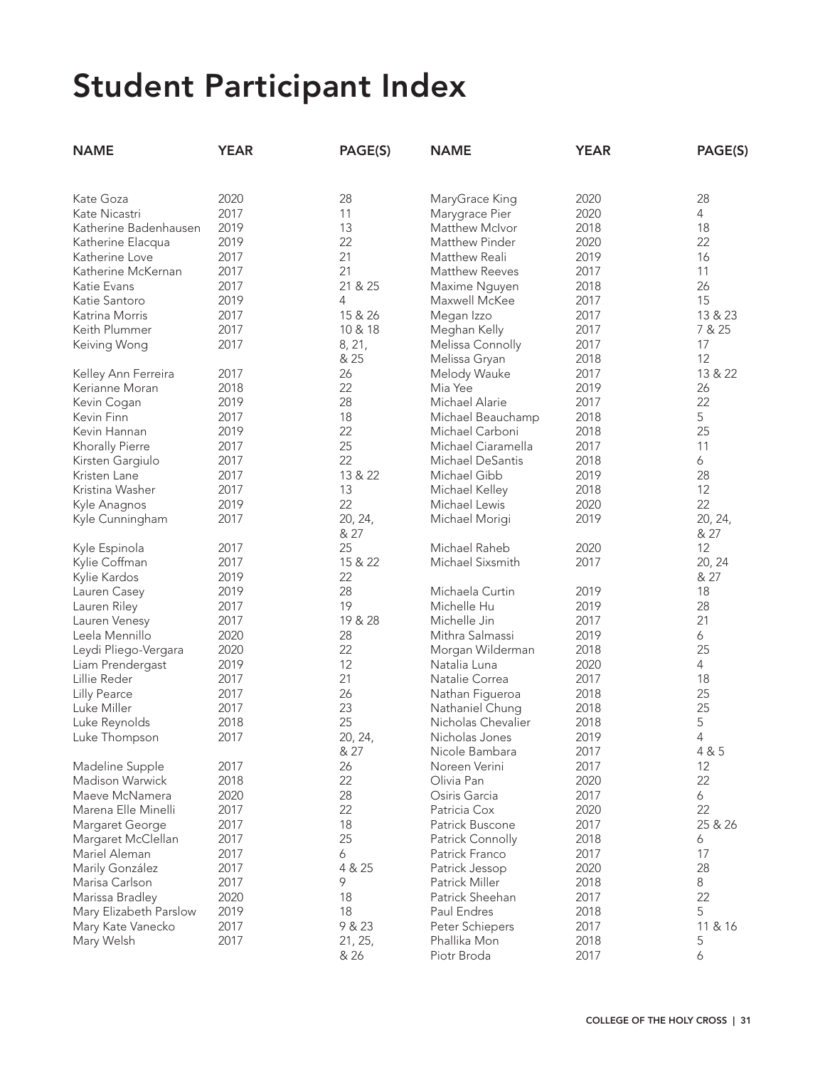# Student Participant Index

| NAME | YEAR | PAGE(S) |
|---|---|---|
| Kate Goza | 2020 | 28 |
| Kate Nicastri | 2017 | 11 |
| Katherine Badenhausen | 2019 | 13 |
| Katherine Elacqua | 2019 | 22 |
| Katherine Love | 2017 | 21 |
| Katherine McKernan | 2017 | 21 |
| Katie Evans | 2017 | 21 & 25 |
| Katie Santoro | 2019 | 4 |
| Katrina Morris | 2017 | 15 & 26 |
| Keith Plummer | 2017 | 10 & 18 |
| Keiving Wong | 2017 | 8, 21, & 25 |
| Kelley Ann Ferreira | 2017 | 26 |
| Kerianne Moran | 2018 | 22 |
| Kevin Cogan | 2019 | 28 |
| Kevin Finn | 2017 | 18 |
| Kevin Hannan | 2019 | 22 |
| Khorally Pierre | 2017 | 25 |
| Kirsten Gargiulo | 2017 | 22 |
| Kristen Lane | 2017 | 13 & 22 |
| Kristina Washer | 2017 | 13 |
| Kyle Anagnos | 2019 | 22 |
| Kyle Cunningham | 2017 | 20, 24, & 27 |
| Kyle Espinola | 2017 | 25 |
| Kylie Coffman | 2017 | 15 & 22 |
| Kylie Kardos | 2019 | 22 |
| Lauren Casey | 2019 | 28 |
| Lauren Riley | 2017 | 19 |
| Lauren Venesy | 2017 | 19 & 28 |
| Leela Mennillo | 2020 | 28 |
| Leydi Pliego-Vergara | 2020 | 22 |
| Liam Prendergast | 2019 | 12 |
| Lillie Reder | 2017 | 21 |
| Lilly Pearce | 2017 | 26 |
| Luke Miller | 2017 | 23 |
| Luke Reynolds | 2018 | 25 |
| Luke Thompson | 2017 | 20, 24, & 27 |
| Madeline Supple | 2017 | 26 |
| Madison Warwick | 2018 | 22 |
| Maeve McNamera | 2020 | 28 |
| Marena Elle Minelli | 2017 | 22 |
| Margaret George | 2017 | 18 |
| Margaret McClellan | 2017 | 25 |
| Mariel Aleman | 2017 | 6 |
| Marily González | 2017 | 4 & 25 |
| Marisa Carlson | 2017 | 9 |
| Marissa Bradley | 2020 | 18 |
| Mary Elizabeth Parslow | 2019 | 18 |
| Mary Kate Vanecko | 2017 | 9 & 23 |
| Mary Welsh | 2017 | 21, 25, & 26 |
| MaryGrace King | 2020 | 28 |
| Marygrace Pier | 2020 | 4 |
| Matthew McIvor | 2018 | 18 |
| Matthew Pinder | 2020 | 22 |
| Matthew Reali | 2019 | 16 |
| Matthew Reeves | 2017 | 11 |
| Maxime Nguyen | 2018 | 26 |
| Maxwell McKee | 2017 | 15 |
| Megan Izzo | 2017 | 13 & 23 |
| Meghan Kelly | 2017 | 7 & 25 |
| Melissa Connolly | 2017 | 17 |
| Melissa Gryan | 2018 | 12 |
| Melody Wauke | 2017 | 13 & 22 |
| Mia Yee | 2019 | 26 |
| Michael Alarie | 2017 | 22 |
| Michael Beauchamp | 2018 | 5 |
| Michael Carboni | 2018 | 25 |
| Michael Ciaramella | 2017 | 11 |
| Michael DeSantis | 2018 | 6 |
| Michael Gibb | 2019 | 28 |
| Michael Kelley | 2018 | 12 |
| Michael Lewis | 2020 | 22 |
| Michael Morigi | 2019 | 20, 24, & 27 |
| Michael Raheb | 2020 | 12 |
| Michael Sixsmith | 2017 | 20, 24 & 27 |
| Michaela Curtin | 2019 | 18 |
| Michelle Hu | 2019 | 28 |
| Michelle Jin | 2017 | 21 |
| Mithra Salmassi | 2019 | 6 |
| Morgan Wilderman | 2018 | 25 |
| Natalia Luna | 2020 | 4 |
| Natalie Correa | 2017 | 18 |
| Nathan Figueroa | 2018 | 25 |
| Nathaniel Chung | 2018 | 25 |
| Nicholas Chevalier | 2018 | 5 |
| Nicholas Jones | 2019 | 4 |
| Nicole Bambara | 2017 | 4 & 5 |
| Noreen Verini | 2017 | 12 |
| Olivia Pan | 2020 | 22 |
| Osiris Garcia | 2017 | 6 |
| Patricia Cox | 2020 | 22 |
| Patrick Buscone | 2017 | 25 & 26 |
| Patrick Connolly | 2018 | 6 |
| Patrick Franco | 2017 | 17 |
| Patrick Jessop | 2020 | 28 |
| Patrick Miller | 2018 | 8 |
| Patrick Sheehan | 2017 | 22 |
| Paul Endres | 2018 | 5 |
| Peter Schiepers | 2017 | 11 & 16 |
| Phallika Mon | 2018 | 5 |
| Piotr Broda | 2017 | 6 |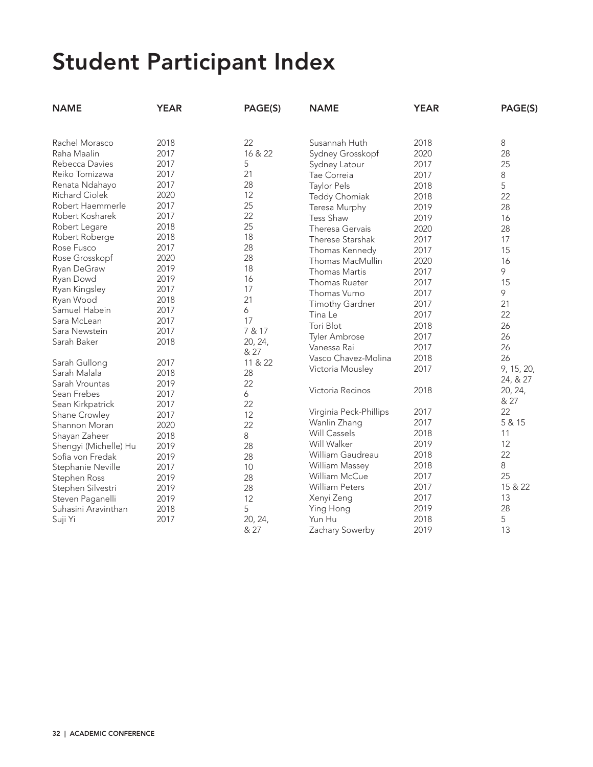# Student Participant Index

| NAME | YEAR | PAGE(S) |
|---|---|---|
| Rachel Morasco | 2018 | 22 |
| Raha Maalin | 2017 | 16 & 22 |
| Rebecca Davies | 2017 | 5 |
| Reiko Tomizawa | 2017 | 21 |
| Renata Ndahayo | 2017 | 28 |
| Richard Ciolek | 2020 | 12 |
| Robert Haemmerle | 2017 | 25 |
| Robert Kosharek | 2017 | 22 |
| Robert Legare | 2018 | 25 |
| Robert Roberge | 2018 | 18 |
| Rose Fusco | 2017 | 28 |
| Rose Grosskopf | 2020 | 28 |
| Ryan DeGraw | 2019 | 18 |
| Ryan Dowd | 2019 | 16 |
| Ryan Kingsley | 2017 | 17 |
| Ryan Wood | 2018 | 21 |
| Samuel Habein | 2017 | 6 |
| Sara McLean | 2017 | 17 |
| Sara Newstein | 2017 | 7 & 17 |
| Sarah Baker | 2018 | 20, 24, & 27 |
| Sarah Gullong | 2017 | 11 & 22 |
| Sarah Malala | 2018 | 28 |
| Sarah Vrountas | 2019 | 22 |
| Sean Frebes | 2017 | 6 |
| Sean Kirkpatrick | 2017 | 22 |
| Shane Crowley | 2017 | 12 |
| Shannon Moran | 2020 | 22 |
| Shayan Zaheer | 2018 | 8 |
| Shengyi (Michelle) Hu | 2019 | 28 |
| Sofia von Fredak | 2019 | 28 |
| Stephanie Neville | 2017 | 10 |
| Stephen Ross | 2019 | 28 |
| Stephen Silvestri | 2019 | 28 |
| Steven Paganelli | 2019 | 12 |
| Suhasini Aravinthan | 2018 | 5 |
| Suji Yi | 2017 | 20, 24, & 27 |
| Susannah Huth | 2018 | 8 |
| Sydney Grosskopf | 2020 | 28 |
| Sydney Latour | 2017 | 25 |
| Tae Correia | 2017 | 8 |
| Taylor Pels | 2018 | 5 |
| Teddy Chomiak | 2018 | 22 |
| Teresa Murphy | 2019 | 28 |
| Tess Shaw | 2019 | 16 |
| Theresa Gervais | 2020 | 28 |
| Therese Starshak | 2017 | 17 |
| Thomas Kennedy | 2017 | 15 |
| Thomas MacMullin | 2020 | 16 |
| Thomas Martis | 2017 | 9 |
| Thomas Rueter | 2017 | 15 |
| Thomas Vurno | 2017 | 9 |
| Timothy Gardner | 2017 | 21 |
| Tina Le | 2017 | 22 |
| Tori Blot | 2018 | 26 |
| Tyler Ambrose | 2017 | 26 |
| Vanessa Rai | 2017 | 26 |
| Vasco Chavez-Molina | 2018 | 26 |
| Victoria Mousley | 2017 | 9, 15, 20, 24, & 27 |
| Victoria Recinos | 2018 | 20, 24, & 27 |
| Virginia Peck-Phillips | 2017 | 22 |
| Wanlin Zhang | 2017 | 5 & 15 |
| Will Cassels | 2018 | 11 |
| Will Walker | 2019 | 12 |
| William Gaudreau | 2018 | 22 |
| William Massey | 2018 | 8 |
| William McCue | 2017 | 25 |
| William Peters | 2017 | 15 & 22 |
| Xenyi Zeng | 2017 | 13 |
| Ying Hong | 2019 | 28 |
| Yun Hu | 2018 | 5 |
| Zachary Sowerby | 2019 | 13 |